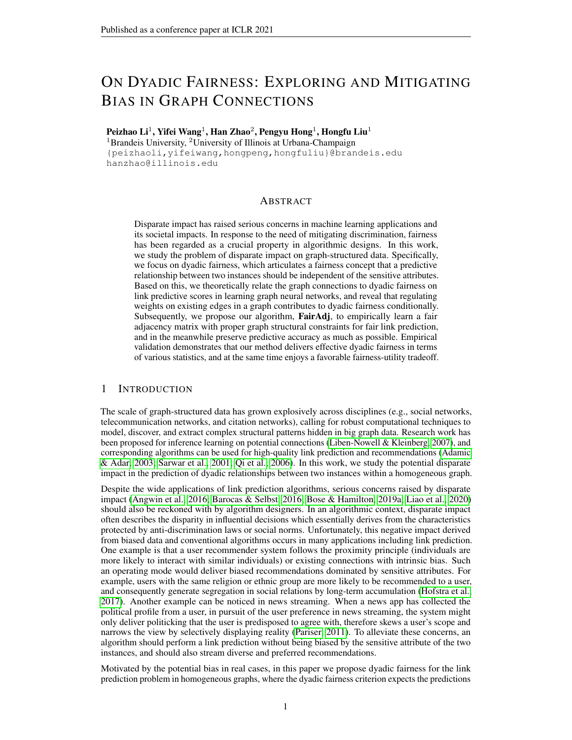# ON DYADIC FAIRNESS: EXPLORING AND MITIGATING BIAS IN GRAPH CONNECTIONS

**Peizhao Li**[1], **Yifei Wang**[1], **Han Zhao**[2], **Pengyu Hong**[1], **Hongfu Liu**[1]

[1]Brandeis University, [2]University of Illinois at Urbana-Champaign

{peizhaoli,yifeiwang,hongpeng,hongfuliu}@brandeis.edu

hanzhao@illinois.edu

## ABSTRACT

Disparate impact has raised serious concerns in machine learning applications and its societal impacts. In response to the need of mitigating discrimination, fairness has been regarded as a crucial property in algorithmic designs. In this work, we study the problem of disparate impact on graph-structured data. Specifically, we focus on dyadic fairness, which articulates a fairness concept that a predictive relationship between two instances should be independent of the sensitive attributes. Based on this, we theoretically relate the graph connections to dyadic fairness on link predictive scores in learning graph neural networks, and reveal that regulating weights on existing edges in a graph contributes to dyadic fairness conditionally. Subsequently, we propose our algorithm, **FairAdj**, to empirically learn a fair adjacency matrix with proper graph structural constraints for fair link prediction, and in the meanwhile preserve predictive accuracy as much as possible. Empirical validation demonstrates that our method delivers effective dyadic fairness in terms of various statistics, and at the same time enjoys a favorable fairness-utility tradeoff.

## 1 INTRODUCTION

The scale of graph-structured data has grown explosively across disciplines (e.g., social networks, telecommunication networks, and citation networks), calling for robust computational techniques to model, discover, and extract complex structural patterns hidden in big graph data. Research work has been proposed for inference learning on potential connections (Liben-Nowell & Kleinberg, 2007), and corresponding algorithms can be used for high-quality link prediction and recommendations (Adamic & Adar, 2003; Sarwar et al., 2001; Qi et al., 2006). In this work, we study the potential disparate impact in the prediction of dyadic relationships between two instances within a homogeneous graph.

Despite the wide applications of link prediction algorithms, serious concerns raised by disparate impact (Angwin et al., 2016; Barocas & Selbst, 2016; Bose & Hamilton, 2019a; Liao et al., 2020) should also be reckoned with by algorithm designers. In an algorithmic context, disparate impact often describes the disparity in influential decisions which essentially derives from the characteristics protected by anti-discrimination laws or social norms. Unfortunately, this negative impact derived from biased data and conventional algorithms occurs in many applications including link prediction. One example is that a user recommender system follows the proximity principle (individuals are more likely to interact with similar individuals) or existing connections with intrinsic bias. Such an operating mode would deliver biased recommendations dominated by sensitive attributes. For example, users with the same religion or ethnic group are more likely to be recommended to a user, and consequently generate segregation in social relations by long-term accumulation (Hofstra et al., 2017). Another example can be noticed in news streaming. When a news app has collected the political profile from a user, in pursuit of the user preference in news streaming, the system might only deliver politicking that the user is predisposed to agree with, therefore skews a user's scope and narrows the view by selectively displaying reality (Pariser, 2011). To alleviate these concerns, an algorithm should perform a link prediction without being biased by the sensitive attribute of the two instances, and should also stream diverse and preferred recommendations.

Motivated by the potential bias in real cases, in this paper we propose dyadic fairness for the link prediction problem in homogeneous graphs, where the dyadic fairness criterion expects the predictions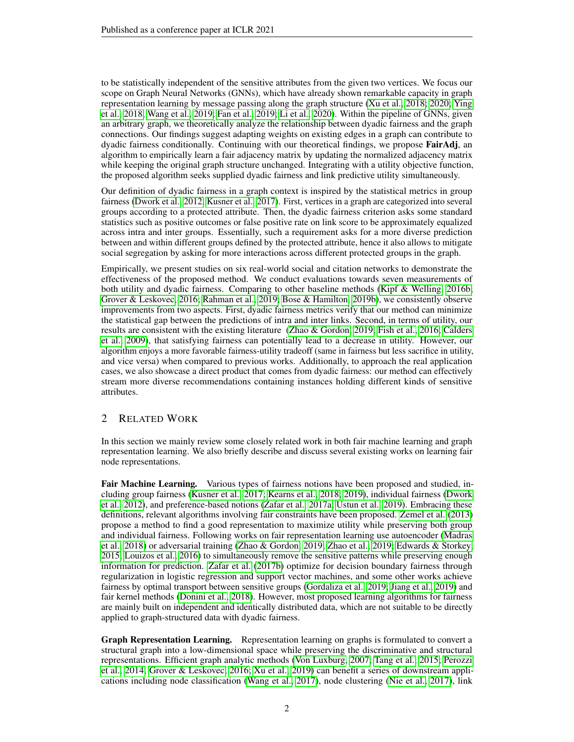to be statistically independent of the sensitive attributes from the given two vertices. We focus our scope on Graph Neural Networks (GNNs), which have already shown remarkable capacity in graph representation learning by message passing along the graph structure (Xu et al., 2018; 2020; Ying et al., 2018; Wang et al., 2019; Fan et al., 2019; Li et al., 2020). Within the pipeline of GNNs, given an arbitrary graph, we theoretically analyze the relationship between dyadic fairness and the graph connections. Our findings suggest adapting weights on existing edges in a graph can contribute to dyadic fairness conditionally. Continuing with our theoretical findings, we propose **FairAdj**, an algorithm to empirically learn a fair adjacency matrix by updating the normalized adjacency matrix while keeping the original graph structure unchanged. Integrating with a utility objective function, the proposed algorithm seeks supplied dyadic fairness and link predictive utility simultaneously.

Our definition of dyadic fairness in a graph context is inspired by the statistical metrics in group fairness (Dwork et al., 2012; Kusner et al., 2017). First, vertices in a graph are categorized into several groups according to a protected attribute. Then, the dyadic fairness criterion asks some standard statistics such as positive outcomes or false positive rate on link score to be approximately equalized across intra and inter groups. Essentially, such a requirement asks for a more diverse prediction between and within different groups defined by the protected attribute, hence it also allows to mitigate social segregation by asking for more interactions across different protected groups in the graph.

Empirically, we present studies on six real-world social and citation networks to demonstrate the effectiveness of the proposed method. We conduct evaluations towards seven measurements of both utility and dyadic fairness. Comparing to other baseline methods (Kipf & Welling, 2016b; Grover & Leskovec, 2016; Rahman et al., 2019; Bose & Hamilton, 2019b), we consistently observe improvements from two aspects. First, dyadic fairness metrics verify that our method can minimize the statistical gap between the predictions of intra and inter links. Second, in terms of utility, our results are consistent with the existing literature (Zhao & Gordon, 2019; Fish et al., 2016; Calders et al., 2009), that satisfying fairness can potentially lead to a decrease in utility. However, our algorithm enjoys a more favorable fairness-utility tradeoff (same in fairness but less sacrifice in utility, and vice versa) when compared to previous works. Additionally, to approach the real application cases, we also showcase a direct product that comes from dyadic fairness: our method can effectively stream more diverse recommendations containing instances holding different kinds of sensitive attributes.

## 2 Related Work

In this section we mainly review some closely related work in both fair machine learning and graph representation learning. We also briefly describe and discuss several existing works on learning fair node representations.

**Fair Machine Learning.** Various types of fairness notions have been proposed and studied, including group fairness (Kusner et al., 2017; Kearns et al., 2018; 2019), individual fairness (Dwork et al., 2012), and preference-based notions (Zafar et al., 2017a; Ustun et al., 2019). Embracing these definitions, relevant algorithms involving fair constraints have been proposed. Zemel et al. (2013) propose a method to find a good representation to maximize utility while preserving both group and individual fairness. Following works on fair representation learning use autoencoder (Madras et al., 2018) or adversarial training (Zhao & Gordon, 2019; Zhao et al., 2019; Edwards & Storkey, 2015; Louizos et al., 2016) to simultaneously remove the sensitive patterns while preserving enough information for prediction. Zafar et al. (2017b) optimize for decision boundary fairness through regularization in logistic regression and support vector machines, and some other works achieve fairness by optimal transport between sensitive groups (Gordaliza et al., 2019; Jiang et al., 2019) and fair kernel methods (Donini et al., 2018). However, most proposed learning algorithms for fairness are mainly built on independent and identically distributed data, which are not suitable to be directly applied to graph-structured data with dyadic fairness.

**Graph Representation Learning.** Representation learning on graphs is formulated to convert a structural graph into a low-dimensional space while preserving the discriminative and structural representations. Efficient graph analytic methods (Von Luxburg, 2007; Tang et al., 2015; Perozzi et al., 2014; Grover & Leskovec, 2016; Xu et al., 2019) can benefit a series of downstream applications including node classification (Wang et al., 2017), node clustering (Nie et al., 2017), link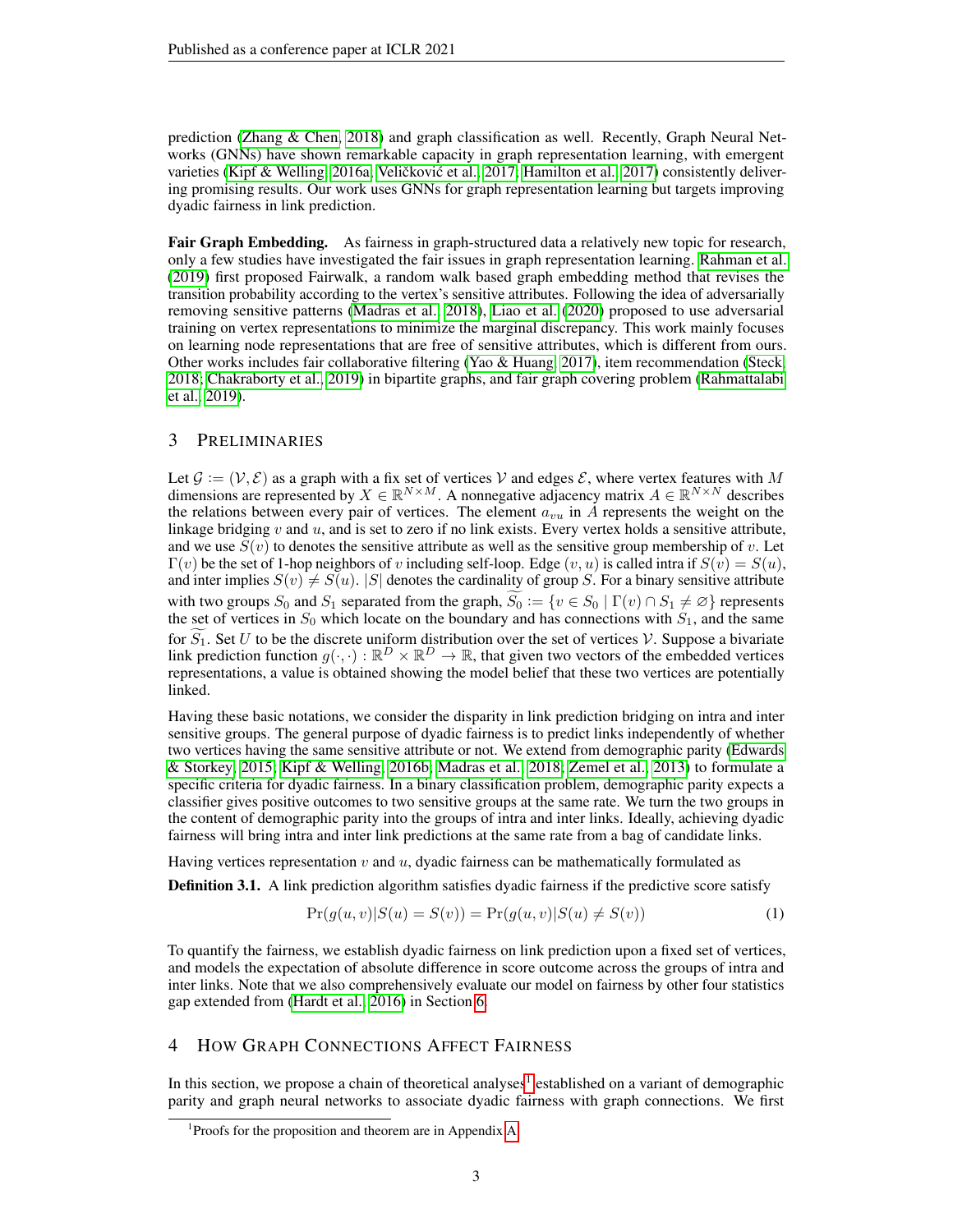prediction (Zhang & Chen, 2018) and graph classification as well. Recently, Graph Neural Networks (GNNs) have shown remarkable capacity in graph representation learning, with emergent varieties (Kipf & Welling, 2016a; Veličković et al., 2017; Hamilton et al., 2017) consistently delivering promising results. Our work uses GNNs for graph representation learning but targets improving dyadic fairness in link prediction.

**Fair Graph Embedding.** As fairness in graph-structured data a relatively new topic for research, only a few studies have investigated the fair issues in graph representation learning. Rahman et al. (2019) first proposed Fairwalk, a random walk based graph embedding method that revises the transition probability according to the vertex's sensitive attributes. Following the idea of adversarially removing sensitive patterns (Madras et al., 2018), Liao et al. (2020) proposed to use adversarial training on vertex representations to minimize the marginal discrepancy. This work mainly focuses on learning node representations that are free of sensitive attributes, which is different from ours. Other works includes fair collaborative filtering (Yao & Huang, 2017), item recommendation (Steck, 2018; Chakraborty et al., 2019) in bipartite graphs, and fair graph covering problem (Rahmattalabi et al., 2019).

## 3 Preliminaries

Let $\mathcal{G} := (\mathcal{V}, \mathcal{E})$ as a graph with a fix set of vertices $\mathcal{V}$ and edges $\mathcal{E}$, where vertex features with $M$ dimensions are represented by $X \in \mathbb{R}^{N \times M}$. A nonnegative adjacency matrix $A \in \mathbb{R}^{N \times N}$ describes the relations between every pair of vertices. The element $a_{vu}$ in $A$ represents the weight on the linkage bridging $v$ and $u$, and is set to zero if no link exists. Every vertex holds a sensitive attribute, and we use $S(v)$ to denotes the sensitive attribute as well as the sensitive group membership of $v$. Let $\Gamma(v)$ be the set of 1-hop neighbors of $v$ including self-loop. Edge $(v, u)$ is called intra if $S(v) = S(u)$, and inter implies $S(v) \neq S(u)$. $|S|$ denotes the cardinality of group $S$. For a binary sensitive attribute with two groups $S_0$ and $S_1$ separated from the graph, $\widetilde{S_0} := \{v \in S_0 \mid \Gamma(v) \cap S_1 \neq \varnothing\}$ represents the set of vertices in $S_0$ which locate on the boundary and has connections with $S_1$, and the same for $\widetilde{S_1}$. Set $U$ to be the discrete uniform distribution over the set of vertices $\mathcal{V}$. Suppose a bivariate link prediction function $g(\cdot, \cdot) : \mathbb{R}^D \times \mathbb{R}^D \to \mathbb{R}$, that given two vectors of the embedded vertices representations, a value is obtained showing the model belief that these two vertices are potentially linked.

Having these basic notations, we consider the disparity in link prediction bridging on intra and inter sensitive groups. The general purpose of dyadic fairness is to predict links independently of whether two vertices having the same sensitive attribute or not. We extend from demographic parity (Edwards & Storkey, 2015; Kipf & Welling, 2016b; Madras et al., 2018; Zemel et al., 2013) to formulate a specific criteria for dyadic fairness. In a binary classification problem, demographic parity expects a classifier gives positive outcomes to two sensitive groups at the same rate. We turn the two groups in the content of demographic parity into the groups of intra and inter links. Ideally, achieving dyadic fairness will bring intra and inter link predictions at the same rate from a bag of candidate links.

Having vertices representation $v$ and $u$, dyadic fairness can be mathematically formulated as

**Definition 3.1.** A link prediction algorithm satisfies dyadic fairness if the predictive score satisfy

$$\Pr(g(u, v) | S(u) = S(v)) = \Pr(g(u, v) | S(u) \neq S(v)) \tag{1}$$

To quantify the fairness, we establish dyadic fairness on link prediction upon a fixed set of vertices, and models the expectation of absolute difference in score outcome across the groups of intra and inter links. Note that we also comprehensively evaluate our model on fairness by other four statistics gap extended from (Hardt et al., 2016) in Section 6.

## 4 How Graph Connections Affect Fairness

In this section, we propose a chain of theoretical analyses[1] established on a variant of demographic parity and graph neural networks to associate dyadic fairness with graph connections. We first

[1]Proofs for the proposition and theorem are in Appendix A.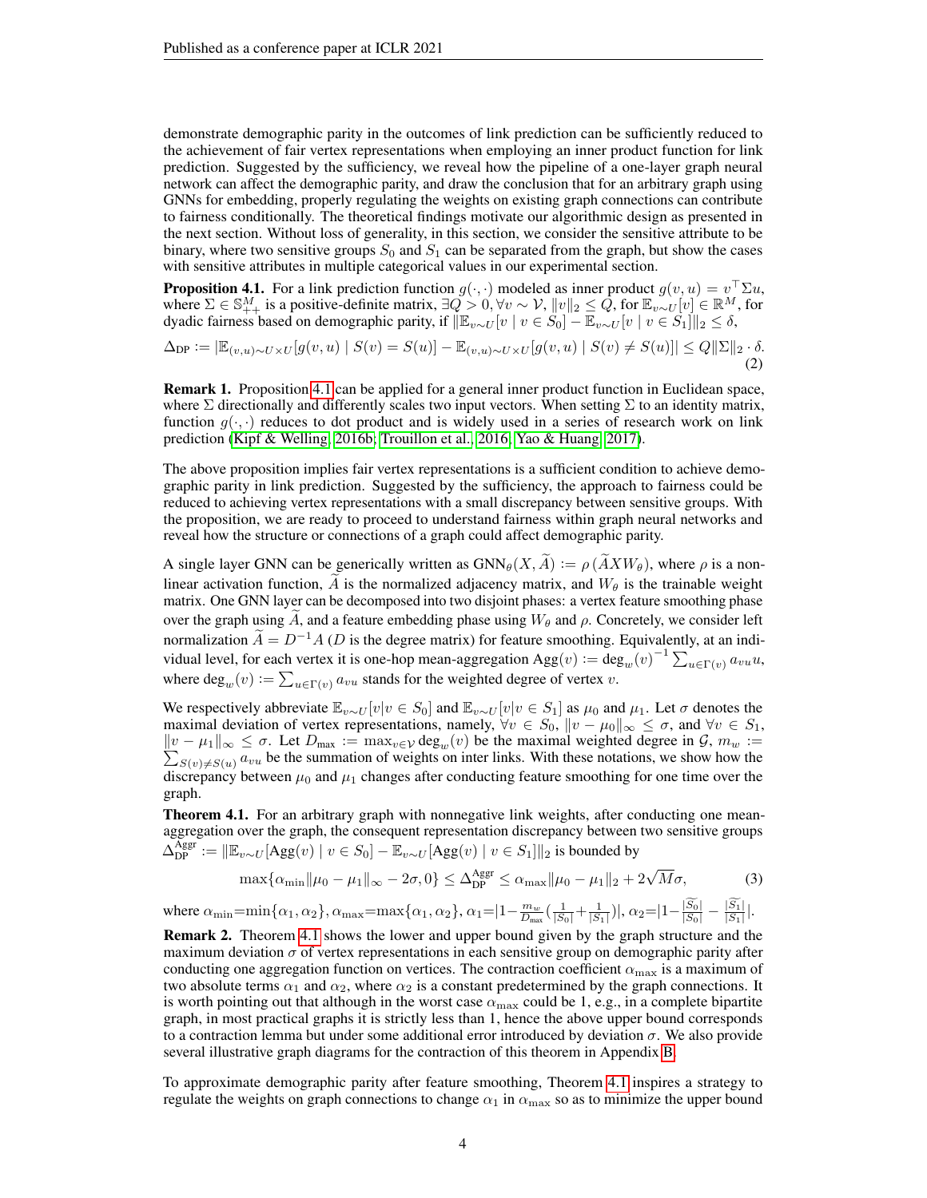demonstrate demographic parity in the outcomes of link prediction can be sufficiently reduced to the achievement of fair vertex representations when employing an inner product function for link prediction. Suggested by the sufficiency, we reveal how the pipeline of a one-layer graph neural network can affect the demographic parity, and draw the conclusion that for an arbitrary graph using GNNs for embedding, properly regulating the weights on existing graph connections can contribute to fairness conditionally. The theoretical findings motivate our algorithmic design as presented in the next section. Without loss of generality, in this section, we consider the sensitive attribute to be binary, where two sensitive groups $S_0$ and $S_1$ can be separated from the graph, but show the cases with sensitive attributes in multiple categorical values in our experimental section.

**Proposition 4.1.** For a link prediction function $g(\cdot, \cdot)$ modeled as inner product $g(v, u) = v^\top \Sigma u$, where $\Sigma \in \mathbb{S}^M_{++}$ is a positive-definite matrix, $\exists Q > 0, \forall v \sim \mathcal{V}, \|v\|_2 \le Q$, for $\mathbb{E}_{v \sim U}[v] \in \mathbb{R}^M$, for dyadic fairness based on demographic parity, if $\|\mathbb{E}_{v\sim U}[v \mid v \in S_0] - \mathbb{E}_{v\sim U}[v \mid v \in S_1]\|_2 \le \delta$,

$$\Delta_{\text{DP}} := |\mathbb{E}_{(v,u)\sim U\times U}[g(v, u) \mid S(v) = S(u)] - \mathbb{E}_{(v,u)\sim U\times U}[g(v, u) \mid S(v) \neq S(u)]| \le Q\|\Sigma\|_2 \cdot \delta. \tag{2}$$

**Remark 1.** Proposition 4.1 can be applied for a general inner product function in Euclidean space, where $\Sigma$ directionally and differently scales two input vectors. When setting $\Sigma$ to an identity matrix, function $g(\cdot, \cdot)$ reduces to dot product and is widely used in a series of research work on link prediction (Kipf & Welling, 2016b; Trouillon et al., 2016; Yao & Huang, 2017).

The above proposition implies fair vertex representations is a sufficient condition to achieve demographic parity in link prediction. Suggested by the sufficiency, the approach to fairness could be reduced to achieving vertex representations with a small discrepancy between sensitive groups. With the proposition, we are ready to proceed to understand fairness within graph neural networks and reveal how the structure or connections of a graph could affect demographic parity.

A single layer GNN can be generically written as $\text{GNN}_\theta(X, \widetilde{A}) := \rho\,(\widetilde{A}XW_\theta)$, where $\rho$ is a non-linear activation function, $\widetilde{A}$ is the normalized adjacency matrix, and $W_\theta$ is the trainable weight matrix. One GNN layer can be decomposed into two disjoint phases: a vertex feature smoothing phase over the graph using $\widetilde{A}$, and a feature embedding phase using $W_\theta$ and $\rho$. Concretely, we consider left normalization $\widetilde{A} = D^{-1}A$ ($D$ is the degree matrix) for feature smoothing. Equivalently, at an individual level, for each vertex it is one-hop mean-aggregation $\text{Agg}(v) := \deg_w(v)^{-1} \sum_{u\in\Gamma(v)} a_{vu} u$, where $\deg_w(v) := \sum_{u\in\Gamma(v)} a_{vu}$ stands for the weighted degree of vertex $v$.

We respectively abbreviate $\mathbb{E}_{v\sim U}[v|v \in S_0]$ and $\mathbb{E}_{v\sim U}[v|v \in S_1]$ as $\mu_0$ and $\mu_1$. Let $\sigma$ denotes the maximal deviation of vertex representations, namely, $\forall v \in S_0$, $\|v - \mu_0\|_\infty \le \sigma$, and $\forall v \in S_1$, $\|v - \mu_1\|_\infty \le \sigma$. Let $D_{\max} := \max_{v\in\mathcal{V}} \deg_w(v)$ be the maximal weighted degree in $\mathcal{G}$, $m_w := \sum_{S(v)\neq S(u)} a_{vu}$ be the summation of weights on inter links. With these notations, we show how the discrepancy between $\mu_0$ and $\mu_1$ changes after conducting feature smoothing for one time over the graph.

**Theorem 4.1.** For an arbitrary graph with nonnegative link weights, after conducting one mean-aggregation over the graph, the consequent representation discrepancy between two sensitive groups $\Delta^{\text{Aggr}}_{\text{DP}} := \|\mathbb{E}_{v\sim U}[\text{Agg}(v) \mid v \in S_0] - \mathbb{E}_{v\sim U}[\text{Agg}(v) \mid v \in S_1]\|_2$ is bounded by

$$\max\{\alpha_{\min}\|\mu_0 - \mu_1\|_\infty - 2\sigma, 0\} \le \Delta^{\text{Aggr}}_{\text{DP}} \le \alpha_{\max}\|\mu_0 - \mu_1\|_2 + 2\sqrt{M}\sigma, \tag{3}$$

where $\alpha_{\min}=\min\{\alpha_1, \alpha_2\}, \alpha_{\max}=\max\{\alpha_1, \alpha_2\}$, $\alpha_1=|1-\frac{m_w}{D_{\max}}(\frac{1}{|S_0|}+\frac{1}{|S_1|})|$, $\alpha_2=|1-\frac{|\widetilde{S_0}|}{|S_0|} - \frac{|\widetilde{S_1}|}{|S_1|}|$.

**Remark 2.** Theorem 4.1 shows the lower and upper bound given by the graph structure and the maximum deviation $\sigma$ of vertex representations in each sensitive group on demographic parity after conducting one aggregation function on vertices. The contraction coefficient $\alpha_{\max}$ is a maximum of two absolute terms $\alpha_1$ and $\alpha_2$, where $\alpha_2$ is a constant predetermined by the graph connections. It is worth pointing out that although in the worst case $\alpha_{\max}$ could be 1, e.g., in a complete bipartite graph, in most practical graphs it is strictly less than 1, hence the above upper bound corresponds to a contraction lemma but under some additional error introduced by deviation $\sigma$. We also provide several illustrative graph diagrams for the contraction of this theorem in Appendix B.

To approximate demographic parity after feature smoothing, Theorem 4.1 inspires a strategy to regulate the weights on graph connections to change $\alpha_1$ in $\alpha_{\max}$ so as to minimize the upper bound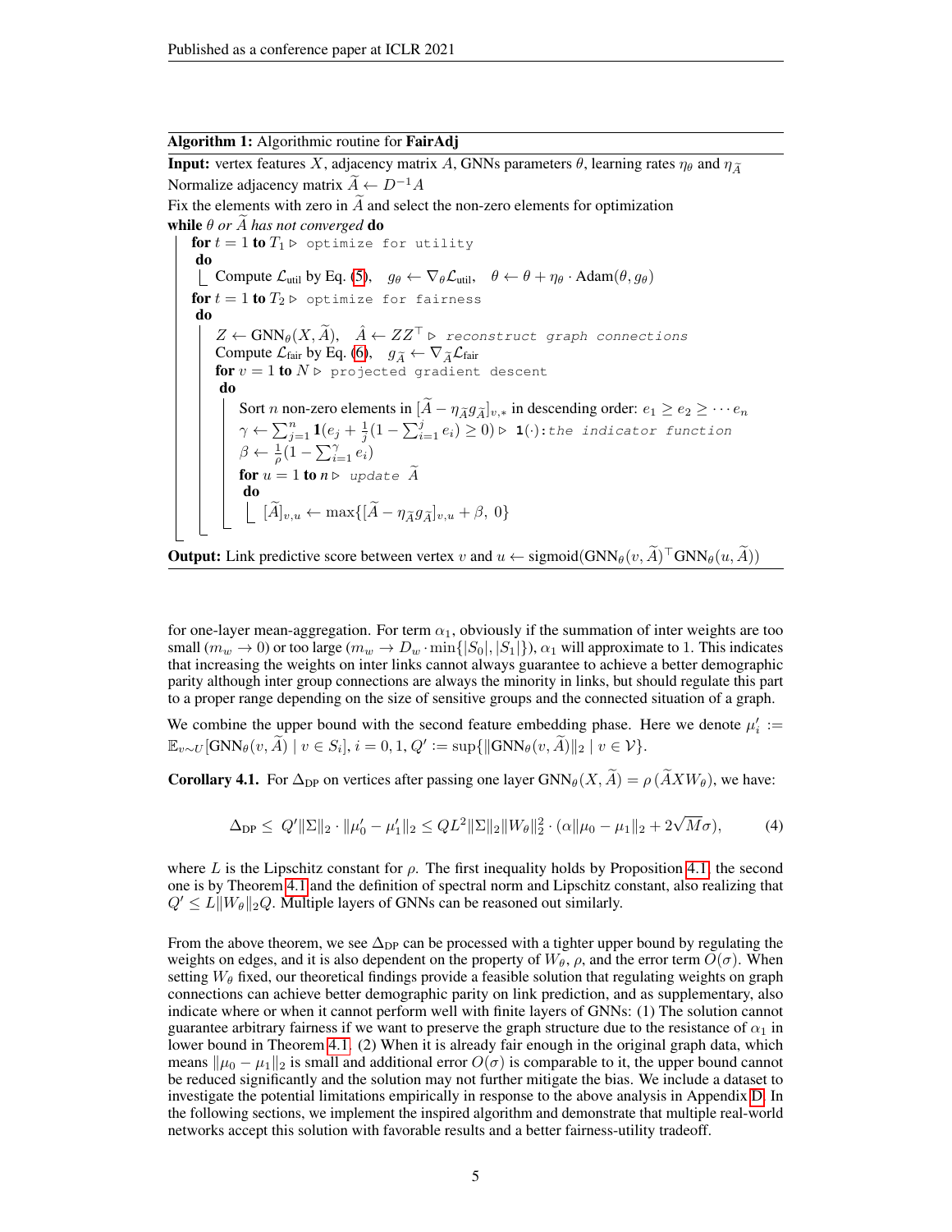**Algorithm 1:** Algorithmic routine for **FairAdj**

```
Input: vertex features X, adjacency matrix A, GNNs parameters θ, learning rates η_θ and η_Ã
Normalize adjacency matrix Ã ← D^{-1} A
Fix the elements with zero in Ã and select the non-zero elements for optimization
while θ or Ã has not converged do
    for t = 1 to T_1 ▷ optimize for utility
    do
        Compute L_util by Eq. (5),   g_θ ← ∇_θ L_util,   θ ← θ + η_θ · Adam(θ, g_θ)
    for t = 1 to T_2 ▷ optimize for fairness
    do
        Z ← GNN_θ(X, Ã),   Â ← Z Z^T ▷ reconstruct graph connections
        Compute L_fair by Eq. (6),   g_Ã ← ∇_Ã L_fair
        for v = 1 to N ▷ projected gradient descent
        do
            Sort n non-zero elements in [Ã − η_Ã g_Ã]_{v,*} in descending order: e_1 ≥ e_2 ≥ ··· e_n
            γ ← Σ_{j=1}^{n} 1(e_j + (1/j)(1 − Σ_{i=1}^{j} e_i) ≥ 0) ▷ 1(·): the indicator function
            β ← (1/ρ)(1 − Σ_{i=1}^{γ} e_i)
            for u = 1 to n ▷ update Ã
            do
                [Ã]_{v,u} ← max{[Ã − η_Ã g_Ã]_{v,u} + β, 0}
Output: Link predictive score between vertex v and u ← sigmoid(GNN_θ(v, Ã)^T GNN_θ(u, Ã))
```

for one-layer mean-aggregation. For term $\alpha_1$, obviously if the summation of inter weights are too small ($m_w \to 0$) or too large ($m_w \to D_w \cdot \min\{|S_0|, |S_1|\}$), $\alpha_1$ will approximate to 1. This indicates that increasing the weights on inter links cannot always guarantee to achieve a better demographic parity although inter group connections are always the minority in links, but should regulate this part to a proper range depending on the size of sensitive groups and the connected situation of a graph.

We combine the upper bound with the second feature embedding phase. Here we denote $\mu_i' := \mathbb{E}_{v \sim U}[\text{GNN}_\theta(v, \widetilde{A}) \mid v \in S_i], i = 0, 1, Q' := \sup\{\|\text{GNN}_\theta(v, \widetilde{A})\|_2 \mid v \in \mathcal{V}\}$.

**Corollary 4.1.** For $\Delta_{\text{DP}}$ on vertices after passing one layer $\text{GNN}_\theta(X, \widetilde{A}) = \rho\,(\widetilde{A}XW_\theta)$, we have:

$$\Delta_{\text{DP}} \leq Q'\|\Sigma\|_2 \cdot \|\mu_0' - \mu_1'\|_2 \leq QL^2\|\Sigma\|_2\|W_\theta\|_2^2 \cdot (\alpha\|\mu_0 - \mu_1\|_2 + 2\sqrt{M}\sigma), \tag{4}$$

where $L$ is the Lipschitz constant for $\rho$. The first inequality holds by Proposition 4.1, the second one is by Theorem 4.1 and the definition of spectral norm and Lipschitz constant, also realizing that $Q' \leq L\|W_\theta\|_2 Q$. Multiple layers of GNNs can be reasoned out similarly.

From the above theorem, we see $\Delta_{\text{DP}}$ can be processed with a tighter upper bound by regulating the weights on edges, and it is also dependent on the property of $W_\theta$, $\rho$, and the error term $O(\sigma)$. When setting $W_\theta$ fixed, our theoretical findings provide a feasible solution that regulating weights on graph connections can achieve better demographic parity on link prediction, and as supplementary, also indicate where or when it cannot perform well with finite layers of GNNs: (1) The solution cannot guarantee arbitrary fairness if we want to preserve the graph structure due to the resistance of $\alpha_1$ in lower bound in Theorem 4.1. (2) When it is already fair enough in the original graph data, which means $\|\mu_0 - \mu_1\|_2$ is small and additional error $O(\sigma)$ is comparable to it, the upper bound cannot be reduced significantly and the solution may not further mitigate the bias. We include a dataset to investigate the potential limitations empirically in response to the above analysis in Appendix D. In the following sections, we implement the inspired algorithm and demonstrate that multiple real-world networks accept this solution with favorable results and a better fairness-utility tradeoff.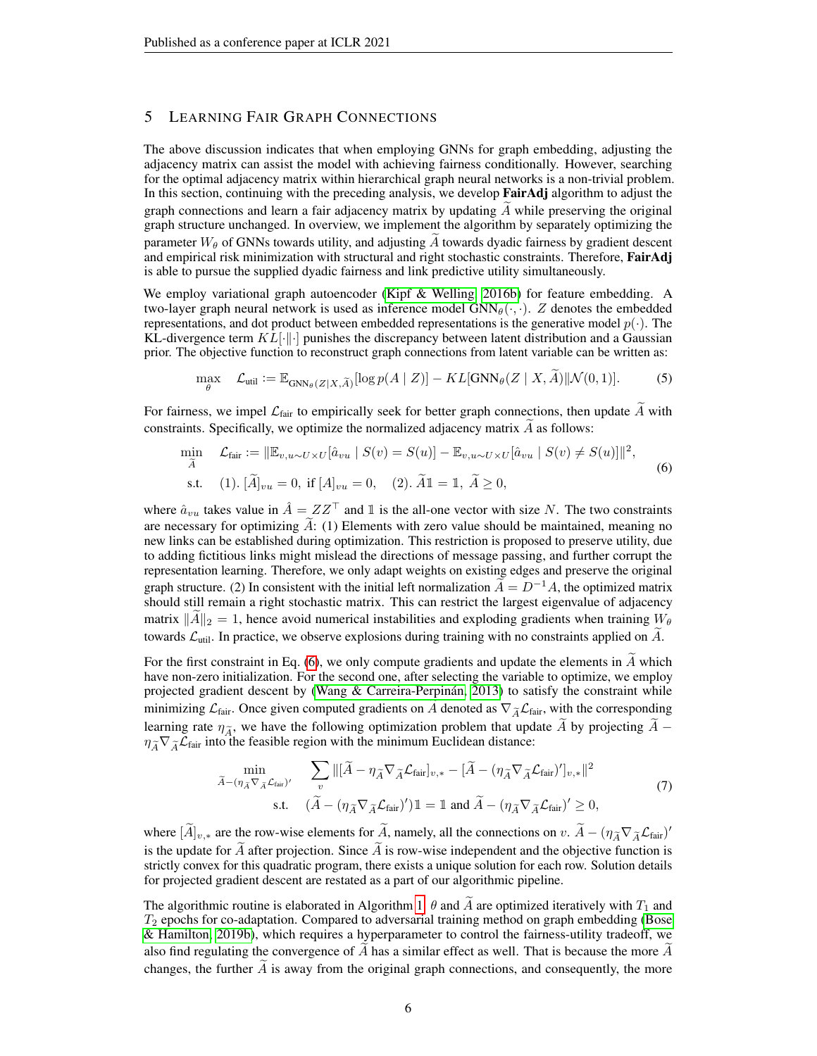## 5 Learning Fair Graph Connections

The above discussion indicates that when employing GNNs for graph embedding, adjusting the adjacency matrix can assist the model with achieving fairness conditionally. However, searching for the optimal adjacency matrix within hierarchical graph neural networks is a non-trivial problem. In this section, continuing with the preceding analysis, we develop **FairAdj** algorithm to adjust the graph connections and learn a fair adjacency matrix by updating $\widetilde{A}$ while preserving the original graph structure unchanged. In overview, we implement the algorithm by separately optimizing the parameter $W_\theta$ of GNNs towards utility, and adjusting $\widetilde{A}$ towards dyadic fairness by gradient descent and empirical risk minimization with structural and right stochastic constraints. Therefore, **FairAdj** is able to pursue the supplied dyadic fairness and link predictive utility simultaneously.

We employ variational graph autoencoder (Kipf & Welling, 2016b) for feature embedding. A two-layer graph neural network is used as inference model $\text{GNN}_\theta(\cdot, \cdot)$. $Z$ denotes the embedded representations, and dot product between embedded representations is the generative model $p(\cdot)$. The KL-divergence term $KL[\cdot\|\cdot]$ punishes the discrepancy between latent distribution and a Gaussian prior. The objective function to reconstruct graph connections from latent variable can be written as:

$$\max_{\theta} \quad \mathcal{L}_{\text{util}} := \mathbb{E}_{\text{GNN}_\theta(Z|X,\widetilde{A})}[\log p(A \mid Z)] - KL[\text{GNN}_\theta(Z \mid X, \widetilde{A})\|\mathcal{N}(0,1)]. \tag{5}$$

For fairness, we impel $\mathcal{L}_{\text{fair}}$ to empirically seek for better graph connections, then update $\widetilde{A}$ with constraints. Specifically, we optimize the normalized adjacency matrix $\widetilde{A}$ as follows:

$$\begin{aligned} \min_{\widetilde{A}} \quad & \mathcal{L}_{\text{fair}} := \|\mathbb{E}_{v,u\sim U\times U}[\hat{a}_{vu} \mid S(v) = S(u)] - \mathbb{E}_{v,u\sim U\times U}[\hat{a}_{vu} \mid S(v) \neq S(u)]\|^2, \\ \text{s.t.} \quad & (1).\ [\widetilde{A}]_{vu} = 0, \text{ if } [A]_{vu} = 0, \quad (2).\ \widetilde{A}\mathbb{1} = \mathbb{1},\ \widetilde{A} \geq 0, \end{aligned} \tag{6}$$

where $\hat{a}_{vu}$ takes value in $\hat{A} = ZZ^\top$ and $\mathbb{1}$ is the all-one vector with size $N$. The two constraints are necessary for optimizing $\widetilde{A}$: (1) Elements with zero value should be maintained, meaning no new links can be established during optimization. This restriction is proposed to preserve utility, due to adding fictitious links might mislead the directions of message passing, and further corrupt the representation learning. Therefore, we only adapt weights on existing edges and preserve the original graph structure. (2) In consistent with the initial left normalization $\widetilde{A} = D^{-1}A$, the optimized matrix should still remain a right stochastic matrix. This can restrict the largest eigenvalue of adjacency matrix $\|\widetilde{A}\|_2 = 1$, hence avoid numerical instabilities and exploding gradients when training $W_\theta$ towards $\mathcal{L}_{\text{util}}$. In practice, we observe explosions during training with no constraints applied on $\widetilde{A}$.

For the first constraint in Eq. (6), we only compute gradients and update the elements in $\widetilde{A}$ which have non-zero initialization. For the second one, after selecting the variable to optimize, we employ projected gradient descent by (Wang & Carreira-Perpinán, 2013) to satisfy the constraint while minimizing $\mathcal{L}_{\text{fair}}$. Once given computed gradients on $A$ denoted as $\nabla_{\widetilde{A}}\mathcal{L}_{\text{fair}}$, with the corresponding learning rate $\eta_{\widetilde{A}}$, we have the following optimization problem that update $\widetilde{A}$ by projecting $\widetilde{A} - \eta_{\widetilde{A}}\nabla_{\widetilde{A}}\mathcal{L}_{\text{fair}}$ into the feasible region with the minimum Euclidean distance:

$$\begin{aligned} \min_{\widetilde{A} - (\eta_{\widetilde{A}}\nabla_{\widetilde{A}}\mathcal{L}_{\text{fair}})'} \quad & \sum_v \|[\widetilde{A} - \eta_{\widetilde{A}}\nabla_{\widetilde{A}}\mathcal{L}_{\text{fair}}]_{v,*} - [\widetilde{A} - (\eta_{\widetilde{A}}\nabla_{\widetilde{A}}\mathcal{L}_{\text{fair}})']_{v,*}\|^2 \\ \text{s.t.} \quad & (\widetilde{A} - (\eta_{\widetilde{A}}\nabla_{\widetilde{A}}\mathcal{L}_{\text{fair}})')\mathbb{1} = \mathbb{1} \text{ and } \widetilde{A} - (\eta_{\widetilde{A}}\nabla_{\widetilde{A}}\mathcal{L}_{\text{fair}})' \geq 0, \end{aligned} \tag{7}$$

where $[\widetilde{A}]_{v,*}$ are the row-wise elements for $\widetilde{A}$, namely, all the connections on $v$. $\widetilde{A} - (\eta_{\widetilde{A}}\nabla_{\widetilde{A}}\mathcal{L}_{\text{fair}})'$ is the update for $\widetilde{A}$ after projection. Since $\widetilde{A}$ is row-wise independent and the objective function is strictly convex for this quadratic program, there exists a unique solution for each row. Solution details for projected gradient descent are restated as a part of our algorithmic pipeline.

The algorithmic routine is elaborated in Algorithm 1. $\theta$ and $\widetilde{A}$ are optimized iteratively with $T_1$ and $T_2$ epochs for co-adaptation. Compared to adversarial training method on graph embedding (Bose & Hamilton, 2019b), which requires a hyperparameter to control the fairness-utility tradeoff, we also find regulating the convergence of $\widetilde{A}$ has a similar effect as well. That is because the more $\widetilde{A}$ changes, the further $\widetilde{A}$ is away from the original graph connections, and consequently, the more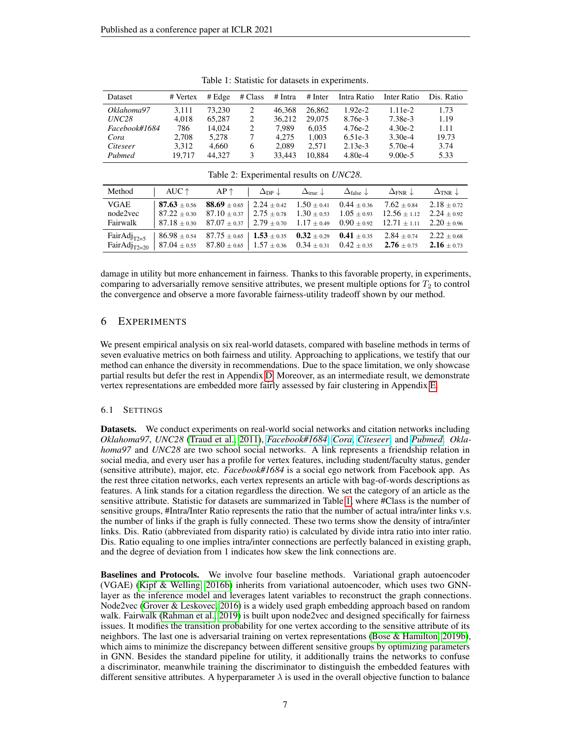Table 1: Statistic for datasets in experiments.

| Dataset | # Vertex | # Edge | # Class | # Intra | # Inter | Intra Ratio | Inter Ratio | Dis. Ratio |
|---|---|---|---|---|---|---|---|---|
| *Oklahoma97* | 3,111 | 73,230 | 2 | 46,368 | 26,862 | 1.92e-2 | 1.11e-2 | 1.73 |
| *UNC28* | 4,018 | 65,287 | 2 | 36,212 | 29,075 | 8.76e-3 | 7.38e-3 | 1.19 |
| *Facebook#1684* | 786 | 14,024 | 2 | 7,989 | 6,035 | 4.76e-2 | 4.30e-2 | 1.11 |
| *Cora* | 2,708 | 5,278 | 7 | 4,275 | 1,003 | 6.51e-3 | 3.30e-4 | 19.73 |
| *Citeseer* | 3,312 | 4,660 | 6 | 2,089 | 2,571 | 2.13e-3 | 5.70e-4 | 3.74 |
| *Pubmed* | 19,717 | 44,327 | 3 | 33,443 | 10,884 | 4.80e-4 | 9.00e-5 | 5.33 |

Table 2: Experimental results on *UNC28*.

| Method | AUC $\uparrow$ | AP $\uparrow$ | $\Delta_{\text{DP}} \downarrow$ | $\Delta_{\text{true}} \downarrow$ | $\Delta_{\text{false}} \downarrow$ | $\Delta_{\text{FNR}} \downarrow$ | $\Delta_{\text{TNR}} \downarrow$ |
|---|---|---|---|---|---|---|---|
| VGAE | **87.63** $\pm$ 0.56 | **88.69** $\pm$ 0.65 | 2.24 $\pm$ 0.42 | 1.50 $\pm$ 0.41 | 0.44 $\pm$ 0.36 | 7.62 $\pm$ 0.84 | 2.18 $\pm$ 0.72 |
| node2vec | 87.22 $\pm$ 0.30 | 87.10 $\pm$ 0.37 | 2.75 $\pm$ 0.78 | 1.30 $\pm$ 0.53 | 1.05 $\pm$ 0.93 | 12.56 $\pm$ 1.12 | 2.24 $\pm$ 0.92 |
| Fairwalk | 87.18 $\pm$ 0.30 | 87.07 $\pm$ 0.37 | 2.79 $\pm$ 0.70 | 1.17 $\pm$ 0.49 | 0.90 $\pm$ 0.92 | 12.71 $\pm$ 1.11 | 2.20 $\pm$ 0.96 |
| FairAdj$_{\text{T2=5}}$ | 86.98 $\pm$ 0.54 | 87.75 $\pm$ 0.65 | **1.53** $\pm$ 0.35 | **0.32** $\pm$ 0.29 | **0.41** $\pm$ 0.35 | 2.84 $\pm$ 0.74 | 2.22 $\pm$ 0.68 |
| FairAdj$_{\text{T2=20}}$ | 87.04 $\pm$ 0.55 | 87.80 $\pm$ 0.65 | 1.57 $\pm$ 0.36 | 0.34 $\pm$ 0.31 | 0.42 $\pm$ 0.35 | **2.76** $\pm$ 0.75 | **2.16** $\pm$ 0.73 |

damage in utility but more enhancement in fairness. Thanks to this favorable property, in experiments, comparing to adversarially remove sensitive attributes, we present multiple options for $T_2$ to control the convergence and observe a more favorable fairness-utility tradeoff shown by our method.

## 6 Experiments

We present empirical analysis on six real-world datasets, compared with baseline methods in terms of seven evaluative metrics on both fairness and utility. Approaching to applications, we testify that our method can enhance the diversity in recommendations. Due to the space limitation, we only showcase partial results but defer the rest in Appendix D. Moreover, as an intermediate result, we demonstrate vertex representations are embedded more fairly assessed by fair clustering in Appendix E.

### 6.1 Settings

**Datasets.** We conduct experiments on real-world social networks and citation networks including *Oklahoma97*, *UNC28* (Traud et al., 2011), *Facebook#1684*, *Cora*, *Citeseer*, and *Pubmed*. *Oklahoma97* and *UNC28* are two school social networks. A link represents a friendship relation in social media, and every user has a profile for vertex features, including student/faculty status, gender (sensitive attribute), major, etc. *Facebook#1684* is a social ego network from Facebook app. As the rest three citation networks, each vertex represents an article with bag-of-words descriptions as features. A link stands for a citation regardless the direction. We set the category of an article as the sensitive attribute. Statistic for datasets are summarized in Table 1, where #Class is the number of sensitive groups, #Intra/Inter Ratio represents the ratio that the number of actual intra/inter links v.s. the number of links if the graph is fully connected. These two terms show the density of intra/inter links. Dis. Ratio (abbreviated from disparity ratio) is calculated by divide intra ratio into inter ratio. Dis. Ratio equaling to one implies intra/inter connections are perfectly balanced in existing graph, and the degree of deviation from 1 indicates how skew the link connections are.

**Baselines and Protocols.** We involve four baseline methods. Variational graph autoencoder (VGAE) (Kipf & Welling, 2016b) inherits from variational autoencoder, which uses two GNN-layer as the inference model and leverages latent variables to reconstruct the graph connections. Node2vec (Grover & Leskovec, 2016) is a widely used graph embedding approach based on random walk. Fairwalk (Rahman et al., 2019) is built upon node2vec and designed specifically for fairness issues. It modifies the transition probability for one vertex according to the sensitive attribute of its neighbors. The last one is adversarial training on vertex representations (Bose & Hamilton, 2019b), which aims to minimize the discrepancy between different sensitive groups by optimizing parameters in GNN. Besides the standard pipeline for utility, it additionally trains the networks to confuse a discriminator, meanwhile training the discriminator to distinguish the embedded features with different sensitive attributes. A hyperparameter $\lambda$ is used in the overall objective function to balance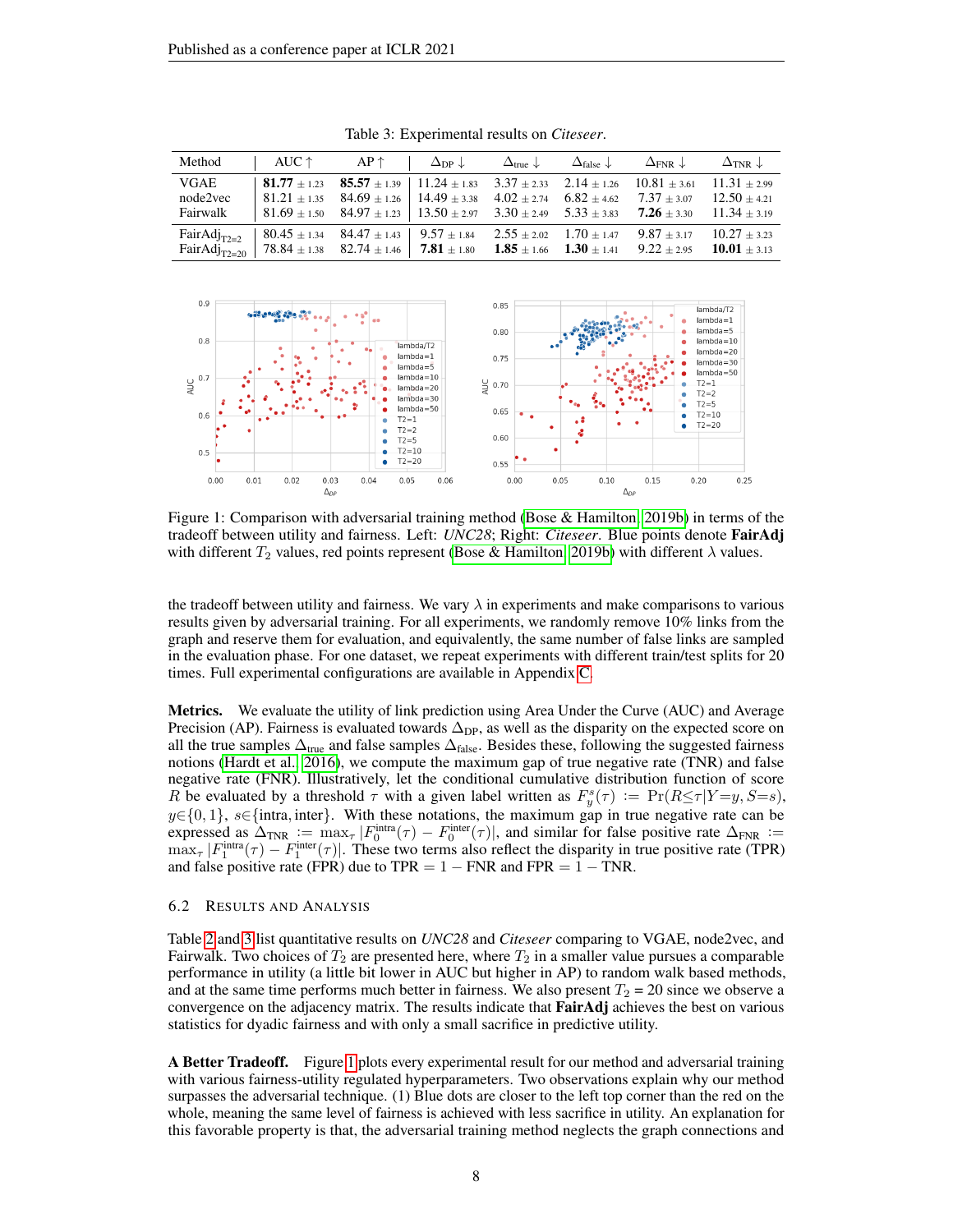Table 3: Experimental results on *Citeseer*.

| Method | AUC ↑ | AP ↑ | $\Delta_{\text{DP}}$ ↓ | $\Delta_{\text{true}}$ ↓ | $\Delta_{\text{false}}$ ↓ | $\Delta_{\text{FNR}}$ ↓ | $\Delta_{\text{TNR}}$ ↓ |
|---|---|---|---|---|---|---|---|
| VGAE | **81.77** $\pm$ 1.23 | **85.57** $\pm$ 1.39 | 11.24 $\pm$ 1.83 | 3.37 $\pm$ 2.33 | 2.14 $\pm$ 1.26 | 10.81 $\pm$ 3.61 | 11.31 $\pm$ 2.99 |
| node2vec | 81.21 $\pm$ 1.35 | 84.69 $\pm$ 1.26 | 14.49 $\pm$ 3.38 | 4.02 $\pm$ 2.74 | 6.82 $\pm$ 4.62 | 7.37 $\pm$ 3.07 | 12.50 $\pm$ 4.21 |
| Fairwalk | 81.69 $\pm$ 1.50 | 84.97 $\pm$ 1.23 | 13.50 $\pm$ 2.97 | 3.30 $\pm$ 2.49 | 5.33 $\pm$ 3.83 | **7.26** $\pm$ 3.30 | 11.34 $\pm$ 3.19 |
| FairAdj$_{\text{T2=2}}$ | 80.45 $\pm$ 1.34 | 84.47 $\pm$ 1.43 | 9.57 $\pm$ 1.84 | 2.55 $\pm$ 2.02 | 1.70 $\pm$ 1.47 | 9.87 $\pm$ 3.17 | 10.27 $\pm$ 3.23 |
| FairAdj$_{\text{T2=20}}$ | 78.84 $\pm$ 1.38 | 82.74 $\pm$ 1.46 | **7.81** $\pm$ 1.80 | **1.85** $\pm$ 1.66 | **1.30** $\pm$ 1.41 | 9.22 $\pm$ 2.95 | **10.01** $\pm$ 3.13 |

Figure 1: Comparison with adversarial training method (Bose & Hamilton, 2019b) in terms of the tradeoff between utility and fairness. Left: *UNC28*; Right: *Citeseer*. Blue points denote **FairAdj** with different $T_2$ values, red points represent (Bose & Hamilton, 2019b) with different $\lambda$ values.

the tradeoff between utility and fairness. We vary $\lambda$ in experiments and make comparisons to various results given by adversarial training. For all experiments, we randomly remove 10% links from the graph and reserve them for evaluation, and equivalently, the same number of false links are sampled in the evaluation phase. For one dataset, we repeat experiments with different train/test splits for 20 times. Full experimental configurations are available in Appendix C.

**Metrics.** We evaluate the utility of link prediction using Area Under the Curve (AUC) and Average Precision (AP). Fairness is evaluated towards $\Delta_{\text{DP}}$, as well as the disparity on the expected score on all the true samples $\Delta_{\text{true}}$ and false samples $\Delta_{\text{false}}$. Besides these, following the suggested fairness notions (Hardt et al., 2016), we compute the maximum gap of true negative rate (TNR) and false negative rate (FNR). Illustratively, let the conditional cumulative distribution function of score $R$ be evaluated by a threshold $\tau$ with a given label written as $F_y^s(\tau) := \Pr(R \leq \tau | Y = y, S = s)$, $y \in \{0, 1\}$, $s \in \{\text{intra}, \text{inter}\}$. With these notations, the maximum gap in true negative rate can be expressed as $\Delta_{\text{TNR}} := \max_\tau |F_0^{\text{intra}}(\tau) - F_0^{\text{inter}}(\tau)|$, and similar for false positive rate $\Delta_{\text{FNR}} := \max_\tau |F_1^{\text{intra}}(\tau) - F_1^{\text{inter}}(\tau)|$. These two terms also reflect the disparity in true positive rate (TPR) and false positive rate (FPR) due to TPR $= 1 -$ FNR and FPR $= 1 -$ TNR.

### 6.2 Results and Analysis

Table 2 and 3 list quantitative results on *UNC28* and *Citeseer* comparing to VGAE, node2vec, and Fairwalk. Two choices of $T_2$ are presented here, where $T_2$ in a smaller value pursues a comparable performance in utility (a little bit lower in AUC but higher in AP) to random walk based methods, and at the same time performs much better in fairness. We also present $T_2$ = 20 since we observe a convergence on the adjacency matrix. The results indicate that **FairAdj** achieves the best on various statistics for dyadic fairness and with only a small sacrifice in predictive utility.

**A Better Tradeoff.** Figure 1 plots every experimental result for our method and adversarial training with various fairness-utility regulated hyperparameters. Two observations explain why our method surpasses the adversarial technique. (1) Blue dots are closer to the left top corner than the red on the whole, meaning the same level of fairness is achieved with less sacrifice in utility. An explanation for this favorable property is that, the adversarial training method neglects the graph connections and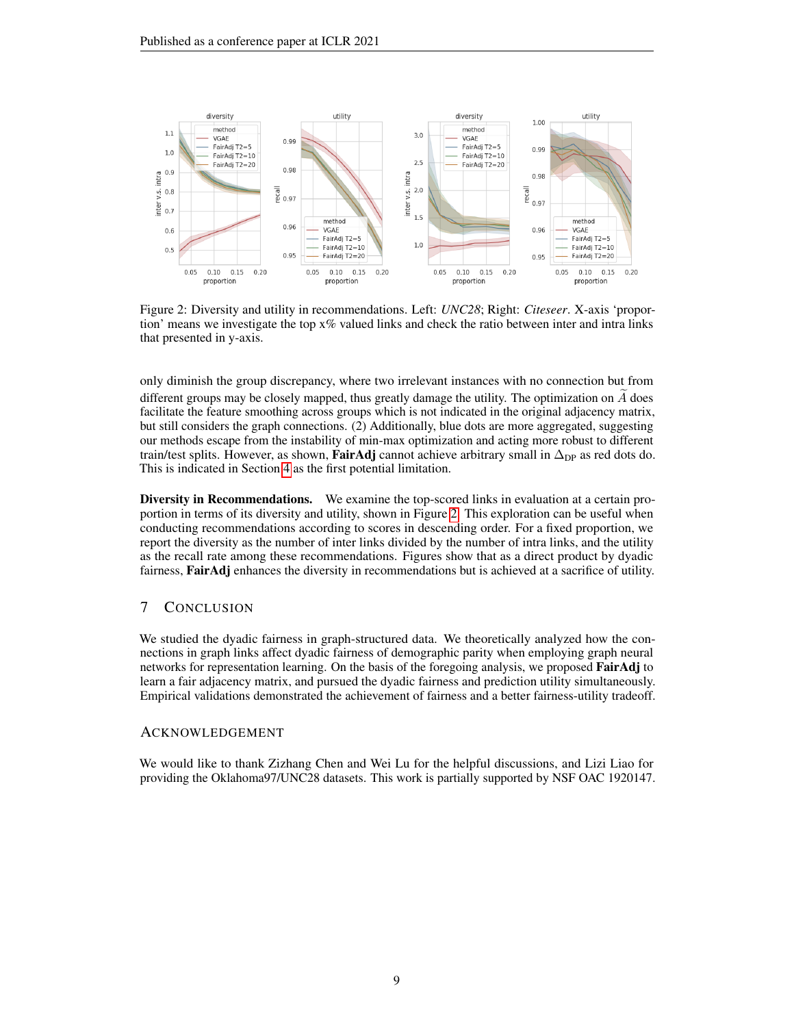Figure 2: Diversity and utility in recommendations. Left: *UNC28*; Right: *Citeseer*. X-axis 'proportion' means we investigate the top x% valued links and check the ratio between inter and intra links that presented in y-axis.

only diminish the group discrepancy, where two irrelevant instances with no connection but from different groups may be closely mapped, thus greatly damage the utility. The optimization on $\widetilde{A}$ does facilitate the feature smoothing across groups which is not indicated in the original adjacency matrix, but still considers the graph connections. (2) Additionally, blue dots are more aggregated, suggesting our methods escape from the instability of min-max optimization and acting more robust to different train/test splits. However, as shown, **FairAdj** cannot achieve arbitrary small in $\Delta_{\text{DP}}$ as red dots do. This is indicated in Section 4 as the first potential limitation.

**Diversity in Recommendations.** We examine the top-scored links in evaluation at a certain proportion in terms of its diversity and utility, shown in Figure 2. This exploration can be useful when conducting recommendations according to scores in descending order. For a fixed proportion, we report the diversity as the number of inter links divided by the number of intra links, and the utility as the recall rate among these recommendations. Figures show that as a direct product by dyadic fairness, **FairAdj** enhances the diversity in recommendations but is achieved at a sacrifice of utility.

## 7 Conclusion

We studied the dyadic fairness in graph-structured data. We theoretically analyzed how the connections in graph links affect dyadic fairness of demographic parity when employing graph neural networks for representation learning. On the basis of the foregoing analysis, we proposed **FairAdj** to learn a fair adjacency matrix, and pursued the dyadic fairness and prediction utility simultaneously. Empirical validations demonstrated the achievement of fairness and a better fairness-utility tradeoff.

## Acknowledgement

We would like to thank Zizhang Chen and Wei Lu for the helpful discussions, and Lizi Liao for providing the Oklahoma97/UNC28 datasets. This work is partially supported by NSF OAC 1920147.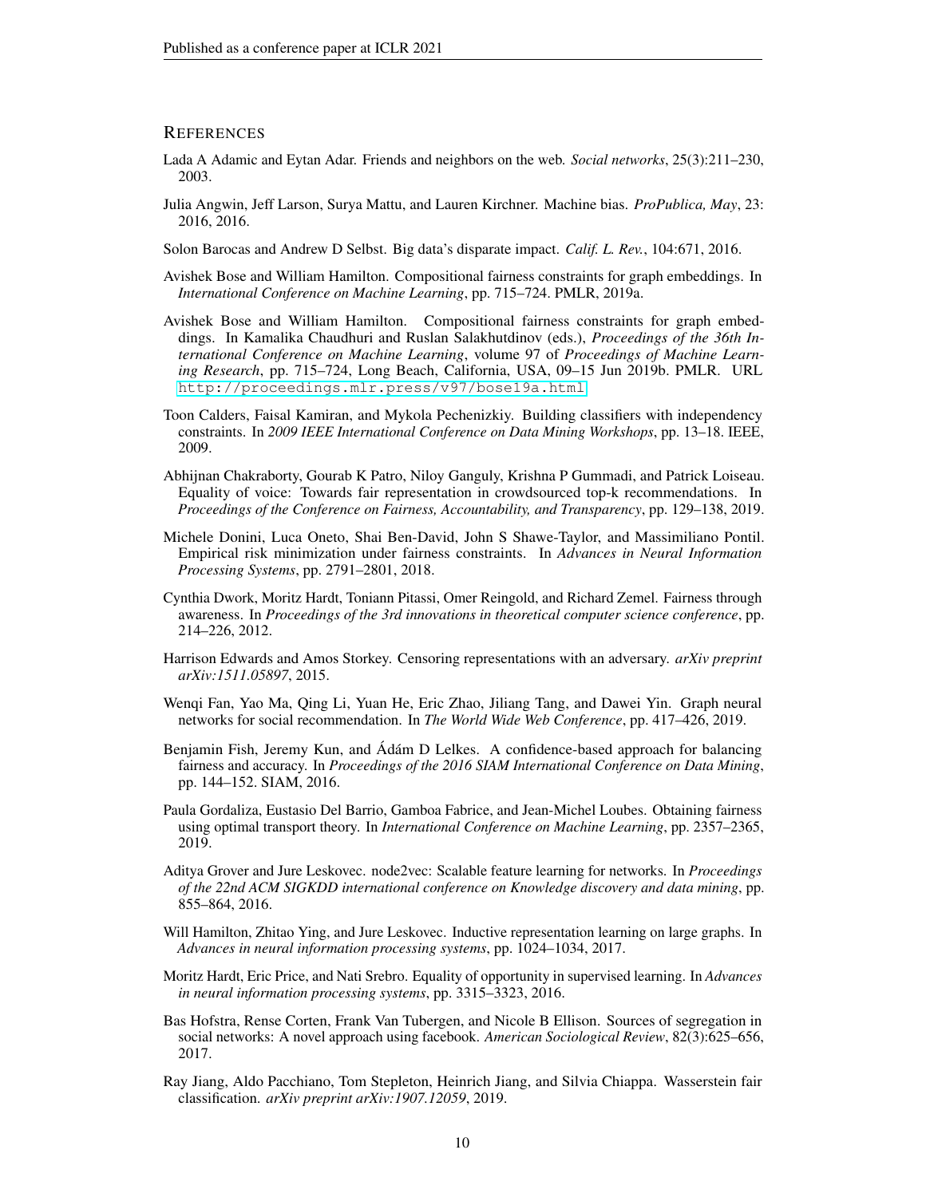## References

Lada A Adamic and Eytan Adar. Friends and neighbors on the web. *Social networks*, 25(3):211–230, 2003.

Julia Angwin, Jeff Larson, Surya Mattu, and Lauren Kirchner. Machine bias. *ProPublica, May*, 23: 2016, 2016.

Solon Barocas and Andrew D Selbst. Big data's disparate impact. *Calif. L. Rev.*, 104:671, 2016.

Avishek Bose and William Hamilton. Compositional fairness constraints for graph embeddings. In *International Conference on Machine Learning*, pp. 715–724. PMLR, 2019a.

Avishek Bose and William Hamilton. Compositional fairness constraints for graph embeddings. In Kamalika Chaudhuri and Ruslan Salakhutdinov (eds.), *Proceedings of the 36th International Conference on Machine Learning*, volume 97 of *Proceedings of Machine Learning Research*, pp. 715–724, Long Beach, California, USA, 09–15 Jun 2019b. PMLR. URL http://proceedings.mlr.press/v97/bose19a.html.

Toon Calders, Faisal Kamiran, and Mykola Pechenizkiy. Building classifiers with independency constraints. In *2009 IEEE International Conference on Data Mining Workshops*, pp. 13–18. IEEE, 2009.

Abhijnan Chakraborty, Gourab K Patro, Niloy Ganguly, Krishna P Gummadi, and Patrick Loiseau. Equality of voice: Towards fair representation in crowdsourced top-k recommendations. In *Proceedings of the Conference on Fairness, Accountability, and Transparency*, pp. 129–138, 2019.

Michele Donini, Luca Oneto, Shai Ben-David, John S Shawe-Taylor, and Massimiliano Pontil. Empirical risk minimization under fairness constraints. In *Advances in Neural Information Processing Systems*, pp. 2791–2801, 2018.

Cynthia Dwork, Moritz Hardt, Toniann Pitassi, Omer Reingold, and Richard Zemel. Fairness through awareness. In *Proceedings of the 3rd innovations in theoretical computer science conference*, pp. 214–226, 2012.

Harrison Edwards and Amos Storkey. Censoring representations with an adversary. *arXiv preprint arXiv:1511.05897*, 2015.

Wenqi Fan, Yao Ma, Qing Li, Yuan He, Eric Zhao, Jiliang Tang, and Dawei Yin. Graph neural networks for social recommendation. In *The World Wide Web Conference*, pp. 417–426, 2019.

Benjamin Fish, Jeremy Kun, and Ádám D Lelkes. A confidence-based approach for balancing fairness and accuracy. In *Proceedings of the 2016 SIAM International Conference on Data Mining*, pp. 144–152. SIAM, 2016.

Paula Gordaliza, Eustasio Del Barrio, Gamboa Fabrice, and Jean-Michel Loubes. Obtaining fairness using optimal transport theory. In *International Conference on Machine Learning*, pp. 2357–2365, 2019.

Aditya Grover and Jure Leskovec. node2vec: Scalable feature learning for networks. In *Proceedings of the 22nd ACM SIGKDD international conference on Knowledge discovery and data mining*, pp. 855–864, 2016.

Will Hamilton, Zhitao Ying, and Jure Leskovec. Inductive representation learning on large graphs. In *Advances in neural information processing systems*, pp. 1024–1034, 2017.

Moritz Hardt, Eric Price, and Nati Srebro. Equality of opportunity in supervised learning. In *Advances in neural information processing systems*, pp. 3315–3323, 2016.

Bas Hofstra, Rense Corten, Frank Van Tubergen, and Nicole B Ellison. Sources of segregation in social networks: A novel approach using facebook. *American Sociological Review*, 82(3):625–656, 2017.

Ray Jiang, Aldo Pacchiano, Tom Stepleton, Heinrich Jiang, and Silvia Chiappa. Wasserstein fair classification. *arXiv preprint arXiv:1907.12059*, 2019.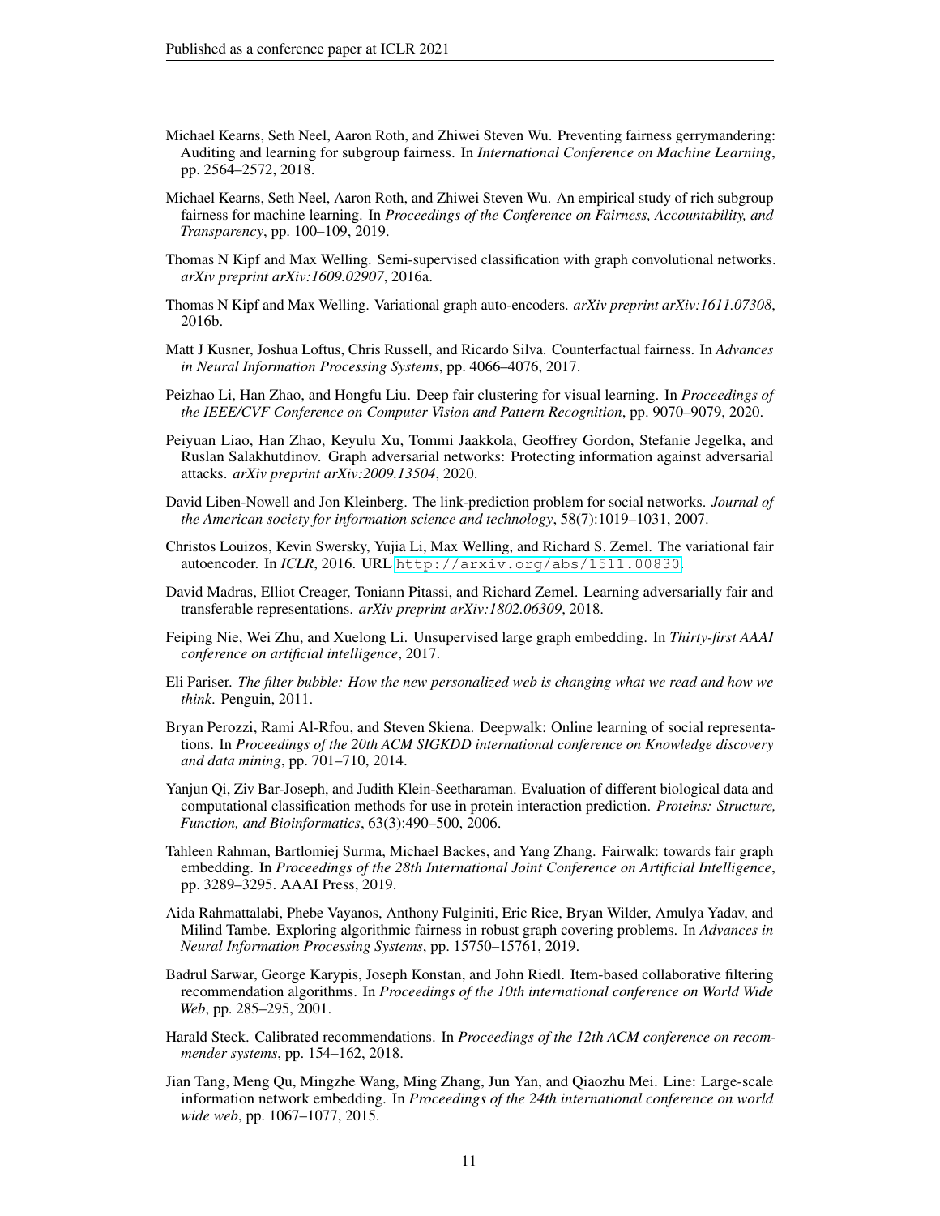Michael Kearns, Seth Neel, Aaron Roth, and Zhiwei Steven Wu. Preventing fairness gerrymandering: Auditing and learning for subgroup fairness. In *International Conference on Machine Learning*, pp. 2564–2572, 2018.

Michael Kearns, Seth Neel, Aaron Roth, and Zhiwei Steven Wu. An empirical study of rich subgroup fairness for machine learning. In *Proceedings of the Conference on Fairness, Accountability, and Transparency*, pp. 100–109, 2019.

Thomas N Kipf and Max Welling. Semi-supervised classification with graph convolutional networks. *arXiv preprint arXiv:1609.02907*, 2016a.

Thomas N Kipf and Max Welling. Variational graph auto-encoders. *arXiv preprint arXiv:1611.07308*, 2016b.

Matt J Kusner, Joshua Loftus, Chris Russell, and Ricardo Silva. Counterfactual fairness. In *Advances in Neural Information Processing Systems*, pp. 4066–4076, 2017.

Peizhao Li, Han Zhao, and Hongfu Liu. Deep fair clustering for visual learning. In *Proceedings of the IEEE/CVF Conference on Computer Vision and Pattern Recognition*, pp. 9070–9079, 2020.

Peiyuan Liao, Han Zhao, Keyulu Xu, Tommi Jaakkola, Geoffrey Gordon, Stefanie Jegelka, and Ruslan Salakhutdinov. Graph adversarial networks: Protecting information against adversarial attacks. *arXiv preprint arXiv:2009.13504*, 2020.

David Liben-Nowell and Jon Kleinberg. The link-prediction problem for social networks. *Journal of the American society for information science and technology*, 58(7):1019–1031, 2007.

Christos Louizos, Kevin Swersky, Yujia Li, Max Welling, and Richard S. Zemel. The variational fair autoencoder. In *ICLR*, 2016. URL http://arxiv.org/abs/1511.00830.

David Madras, Elliot Creager, Toniann Pitassi, and Richard Zemel. Learning adversarially fair and transferable representations. *arXiv preprint arXiv:1802.06309*, 2018.

Feiping Nie, Wei Zhu, and Xuelong Li. Unsupervised large graph embedding. In *Thirty-first AAAI conference on artificial intelligence*, 2017.

Eli Pariser. *The filter bubble: How the new personalized web is changing what we read and how we think.* Penguin, 2011.

Bryan Perozzi, Rami Al-Rfou, and Steven Skiena. Deepwalk: Online learning of social representations. In *Proceedings of the 20th ACM SIGKDD international conference on Knowledge discovery and data mining*, pp. 701–710, 2014.

Yanjun Qi, Ziv Bar-Joseph, and Judith Klein-Seetharaman. Evaluation of different biological data and computational classification methods for use in protein interaction prediction. *Proteins: Structure, Function, and Bioinformatics*, 63(3):490–500, 2006.

Tahleen Rahman, Bartlomiej Surma, Michael Backes, and Yang Zhang. Fairwalk: towards fair graph embedding. In *Proceedings of the 28th International Joint Conference on Artificial Intelligence*, pp. 3289–3295. AAAI Press, 2019.

Aida Rahmattalabi, Phebe Vayanos, Anthony Fulginiti, Eric Rice, Bryan Wilder, Amulya Yadav, and Milind Tambe. Exploring algorithmic fairness in robust graph covering problems. In *Advances in Neural Information Processing Systems*, pp. 15750–15761, 2019.

Badrul Sarwar, George Karypis, Joseph Konstan, and John Riedl. Item-based collaborative filtering recommendation algorithms. In *Proceedings of the 10th international conference on World Wide Web*, pp. 285–295, 2001.

Harald Steck. Calibrated recommendations. In *Proceedings of the 12th ACM conference on recommender systems*, pp. 154–162, 2018.

Jian Tang, Meng Qu, Mingzhe Wang, Ming Zhang, Jun Yan, and Qiaozhu Mei. Line: Large-scale information network embedding. In *Proceedings of the 24th international conference on world wide web*, pp. 1067–1077, 2015.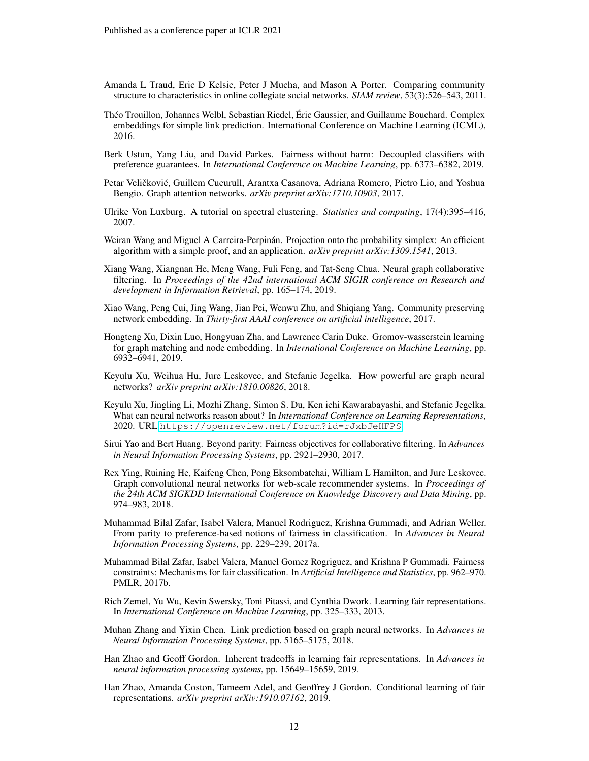Amanda L Traud, Eric D Kelsic, Peter J Mucha, and Mason A Porter. Comparing community structure to characteristics in online collegiate social networks. *SIAM review*, 53(3):526–543, 2011.

Théo Trouillon, Johannes Welbl, Sebastian Riedel, Éric Gaussier, and Guillaume Bouchard. Complex embeddings for simple link prediction. International Conference on Machine Learning (ICML), 2016.

Berk Ustun, Yang Liu, and David Parkes. Fairness without harm: Decoupled classifiers with preference guarantees. In *International Conference on Machine Learning*, pp. 6373–6382, 2019.

Petar Veličković, Guillem Cucurull, Arantxa Casanova, Adriana Romero, Pietro Lio, and Yoshua Bengio. Graph attention networks. *arXiv preprint arXiv:1710.10903*, 2017.

Ulrike Von Luxburg. A tutorial on spectral clustering. *Statistics and computing*, 17(4):395–416, 2007.

Weiran Wang and Miguel A Carreira-Perpinán. Projection onto the probability simplex: An efficient algorithm with a simple proof, and an application. *arXiv preprint arXiv:1309.1541*, 2013.

Xiang Wang, Xiangnan He, Meng Wang, Fuli Feng, and Tat-Seng Chua. Neural graph collaborative filtering. In *Proceedings of the 42nd international ACM SIGIR conference on Research and development in Information Retrieval*, pp. 165–174, 2019.

Xiao Wang, Peng Cui, Jing Wang, Jian Pei, Wenwu Zhu, and Shiqiang Yang. Community preserving network embedding. In *Thirty-first AAAI conference on artificial intelligence*, 2017.

Hongteng Xu, Dixin Luo, Hongyuan Zha, and Lawrence Carin Duke. Gromov-wasserstein learning for graph matching and node embedding. In *International Conference on Machine Learning*, pp. 6932–6941, 2019.

Keyulu Xu, Weihua Hu, Jure Leskovec, and Stefanie Jegelka. How powerful are graph neural networks? *arXiv preprint arXiv:1810.00826*, 2018.

Keyulu Xu, Jingling Li, Mozhi Zhang, Simon S. Du, Ken ichi Kawarabayashi, and Stefanie Jegelka. What can neural networks reason about? In *International Conference on Learning Representations*, 2020. URL https://openreview.net/forum?id=rJxbJeHFPS.

Sirui Yao and Bert Huang. Beyond parity: Fairness objectives for collaborative filtering. In *Advances in Neural Information Processing Systems*, pp. 2921–2930, 2017.

Rex Ying, Ruining He, Kaifeng Chen, Pong Eksombatchai, William L Hamilton, and Jure Leskovec. Graph convolutional neural networks for web-scale recommender systems. In *Proceedings of the 24th ACM SIGKDD International Conference on Knowledge Discovery and Data Mining*, pp. 974–983, 2018.

Muhammad Bilal Zafar, Isabel Valera, Manuel Rodriguez, Krishna Gummadi, and Adrian Weller. From parity to preference-based notions of fairness in classification. In *Advances in Neural Information Processing Systems*, pp. 229–239, 2017a.

Muhammad Bilal Zafar, Isabel Valera, Manuel Gomez Rogriguez, and Krishna P Gummadi. Fairness constraints: Mechanisms for fair classification. In *Artificial Intelligence and Statistics*, pp. 962–970. PMLR, 2017b.

Rich Zemel, Yu Wu, Kevin Swersky, Toni Pitassi, and Cynthia Dwork. Learning fair representations. In *International Conference on Machine Learning*, pp. 325–333, 2013.

Muhan Zhang and Yixin Chen. Link prediction based on graph neural networks. In *Advances in Neural Information Processing Systems*, pp. 5165–5175, 2018.

Han Zhao and Geoff Gordon. Inherent tradeoffs in learning fair representations. In *Advances in neural information processing systems*, pp. 15649–15659, 2019.

Han Zhao, Amanda Coston, Tameem Adel, and Geoffrey J Gordon. Conditional learning of fair representations. *arXiv preprint arXiv:1910.07162*, 2019.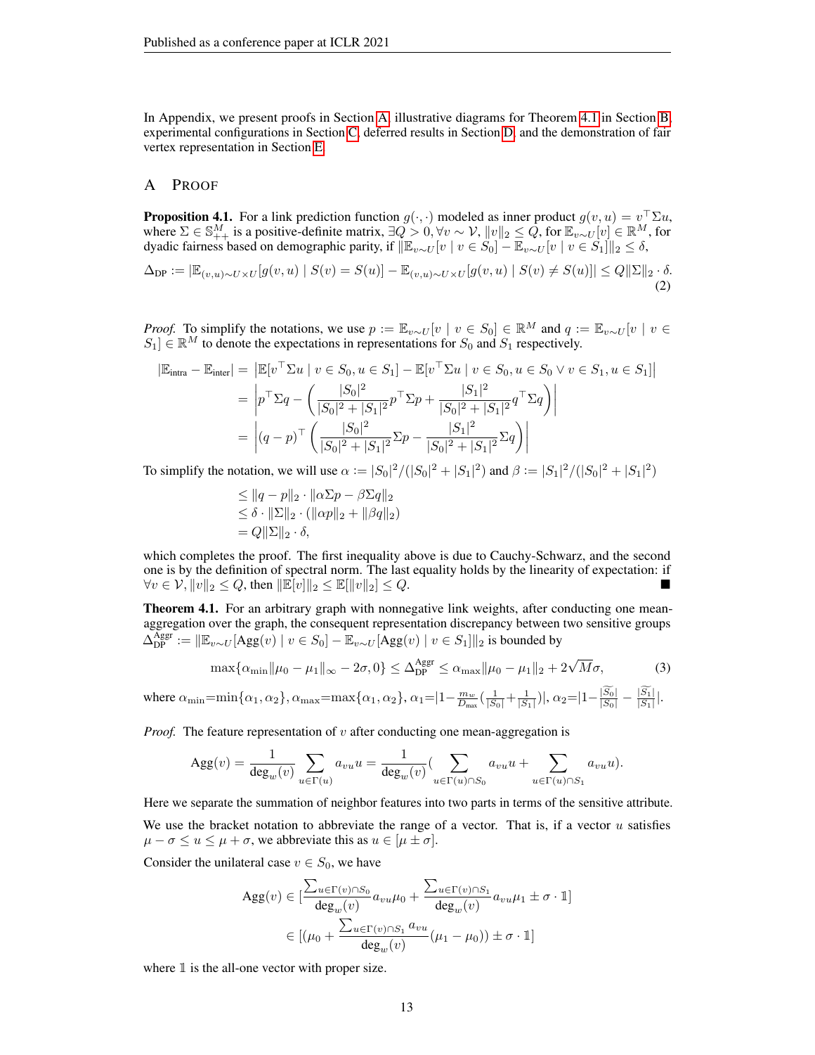In Appendix, we present proofs in Section A, illustrative diagrams for Theorem 4.1 in Section B, experimental configurations in Section C, deferred results in Section D, and the demonstration of fair vertex representation in Section E.

# A Proof

**Proposition 4.1.** For a link prediction function $g(\cdot,\cdot)$ modeled as inner product $g(v,u) = v^\top \Sigma u$, where $\Sigma \in \mathbb{S}^M_{++}$ is a positive-definite matrix, $\exists Q > 0, \forall v \sim \mathcal{V}, \|v\|_2 \le Q$, for $\mathbb{E}_{v\sim U}[v] \in \mathbb{R}^M$, for dyadic fairness based on demographic parity, if $\|\mathbb{E}_{v\sim U}[v \mid v \in S_0] - \mathbb{E}_{v\sim U}[v \mid v \in S_1]\|_2 \le \delta$,

$$\Delta_{\text{DP}} := |\mathbb{E}_{(v,u)\sim U\times U}[g(v,u) \mid S(v) = S(u)] - \mathbb{E}_{(v,u)\sim U\times U}[g(v,u) \mid S(v) \neq S(u)]| \le Q\|\Sigma\|_2 \cdot \delta. \tag{2}$$

*Proof.* To simplify the notations, we use $p := \mathbb{E}_{v\sim U}[v \mid v \in S_0] \in \mathbb{R}^M$ and $q := \mathbb{E}_{v\sim U}[v \mid v \in S_1] \in \mathbb{R}^M$ to denote the expectations in representations for $S_0$ and $S_1$ respectively.

$$\begin{aligned}
|\mathbb{E}_{\text{intra}} - \mathbb{E}_{\text{inter}}| &= \left|\mathbb{E}[v^\top \Sigma u \mid v \in S_0, u \in S_1] - \mathbb{E}[v^\top \Sigma u \mid v \in S_0, u \in S_0 \vee v \in S_1, u \in S_1]\right| \\
&= \left| p^\top \Sigma q - \left(\frac{|S_0|^2}{|S_0|^2 + |S_1|^2} p^\top \Sigma p + \frac{|S_1|^2}{|S_0|^2 + |S_1|^2} q^\top \Sigma q\right)\right| \\
&= \left|(q-p)^\top \left(\frac{|S_0|^2}{|S_0|^2 + |S_1|^2}\Sigma p - \frac{|S_1|^2}{|S_0|^2 + |S_1|^2}\Sigma q\right)\right|
\end{aligned}$$

To simplify the notation, we will use $\alpha := |S_0|^2/(|S_0|^2 + |S_1|^2)$ and $\beta := |S_1|^2/(|S_0|^2 + |S_1|^2)$

$$\begin{aligned}
&\le \|q-p\|_2 \cdot \|\alpha \Sigma p - \beta \Sigma q\|_2 \\
&\le \delta \cdot \|\Sigma\|_2 \cdot (\|\alpha p\|_2 + \|\beta q\|_2) \\
&= Q\|\Sigma\|_2 \cdot \delta,
\end{aligned}$$

which completes the proof. The first inequality above is due to Cauchy-Schwarz, and the second one is by the definition of spectral norm. The last equality holds by the linearity of expectation: if $\forall v \in \mathcal{V}, \|v\|_2 \le Q$, then $\|\mathbb{E}[v]\|_2 \le \mathbb{E}[\|v\|_2] \le Q$. ∎

**Theorem 4.1.** For an arbitrary graph with nonnegative link weights, after conducting one mean-aggregation over the graph, the consequent representation discrepancy between two sensitive groups $\Delta^{\text{Aggr}}_{\text{DP}} := \|\mathbb{E}_{v\sim U}[\text{Agg}(v) \mid v \in S_0] - \mathbb{E}_{v\sim U}[\text{Agg}(v) \mid v \in S_1]\|_2$ is bounded by

$$\max\{\alpha_{\min}\|\mu_0 - \mu_1\|_\infty - 2\sigma, 0\} \le \Delta^{\text{Aggr}}_{\text{DP}} \le \alpha_{\max}\|\mu_0 - \mu_1\|_2 + 2\sqrt{M}\sigma, \tag{3}$$

where $\alpha_{\min}=\min\{\alpha_1,\alpha_2\}, \alpha_{\max}=\max\{\alpha_1,\alpha_2\}, \alpha_1=|1-\frac{m_w}{D_{\max}}(\frac{1}{|S_0|}+\frac{1}{|S_1|})|, \alpha_2=|1-\frac{|\widetilde{S_0}|}{|S_0|}-\frac{|\widetilde{S_1}|}{|S_1|}|$.

*Proof.* The feature representation of $v$ after conducting one mean-aggregation is

$$\text{Agg}(v) = \frac{1}{\deg_w(v)} \sum_{u\in\Gamma(u)} a_{vu} u = \frac{1}{\deg_w(v)} \Big(\sum_{u\in\Gamma(u)\cap S_0} a_{vu} u + \sum_{u\in\Gamma(u)\cap S_1} a_{vu} u\Big).$$

Here we separate the summation of neighbor features into two parts in terms of the sensitive attribute.

We use the bracket notation to abbreviate the range of a vector. That is, if a vector $u$ satisfies $\mu - \sigma \le u \le \mu + \sigma$, we abbreviate this as $u \in [\mu \pm \sigma]$.

Consider the unilateral case $v \in S_0$, we have

$$\begin{aligned}
\text{Agg}(v) &\in \Big[\frac{\sum_{u\in\Gamma(v)\cap S_0}}{\deg_w(v)} a_{vu}\mu_0 + \frac{\sum_{u\in\Gamma(v)\cap S_1}}{\deg_w(v)} a_{vu}\mu_1 \pm \sigma \cdot \mathbb{1}\Big] \\
&\in \Big[(\mu_0 + \frac{\sum_{u\in\Gamma(v)\cap S_1} a_{vu}}{\deg_w(v)}(\mu_1 - \mu_0)) \pm \sigma \cdot \mathbb{1}\Big]
\end{aligned}$$

where $\mathbb{1}$ is the all-one vector with proper size.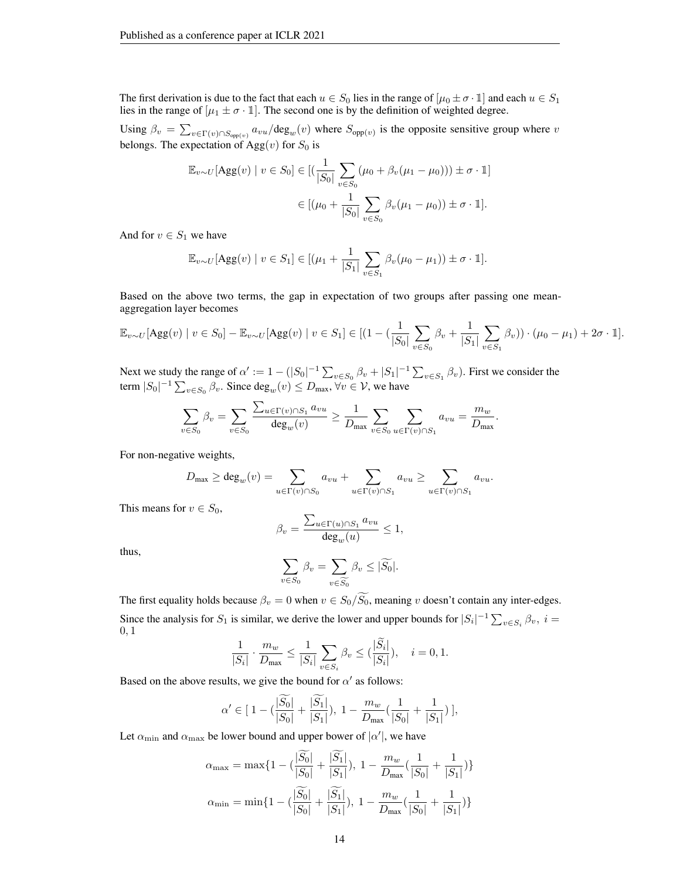The first derivation is due to the fact that each $u \in S_0$ lies in the range of $[\mu_0 \pm \sigma \cdot \mathbb{1}]$ and each $u \in S_1$ lies in the range of $[\mu_1 \pm \sigma \cdot \mathbb{1}]$. The second one is by the definition of weighted degree.

Using $\beta_v = \sum_{v \in \Gamma(v) \cap S_{\text{opp}(v)}} a_{vu} / \deg_w(v)$ where $S_{\text{opp}(v)}$ is the opposite sensitive group where $v$ belongs. The expectation of $\text{Agg}(v)$ for $S_0$ is

$$
\begin{aligned}
\mathbb{E}_{v \sim U}[\text{Agg}(v) \mid v \in S_0] &\in [(\frac{1}{|S_0|} \sum_{v \in S_0} (\mu_0 + \beta_v(\mu_1 - \mu_0))) \pm \sigma \cdot \mathbb{1}] \\
&\in [(\mu_0 + \frac{1}{|S_0|} \sum_{v \in S_0} \beta_v(\mu_1 - \mu_0)) \pm \sigma \cdot \mathbb{1}].
\end{aligned}
$$

And for $v \in S_1$ we have

$$
\mathbb{E}_{v \sim U}[\text{Agg}(v) \mid v \in S_1] \in [(\mu_1 + \frac{1}{|S_1|} \sum_{v \in S_1} \beta_v(\mu_0 - \mu_1)) \pm \sigma \cdot \mathbb{1}].
$$

Based on the above two terms, the gap in expectation of two groups after passing one mean-aggregation layer becomes

$$
\mathbb{E}_{v \sim U}[\text{Agg}(v) \mid v \in S_0] - \mathbb{E}_{v \sim U}[\text{Agg}(v) \mid v \in S_1] \in [(1 - (\frac{1}{|S_0|} \sum_{v \in S_0} \beta_v + \frac{1}{|S_1|} \sum_{v \in S_1} \beta_v)) \cdot (\mu_0 - \mu_1) + 2\sigma \cdot \mathbb{1}].
$$

Next we study the range of $\alpha' := 1 - (|S_0|^{-1} \sum_{v \in S_0} \beta_v + |S_1|^{-1} \sum_{v \in S_1} \beta_v)$. First we consider the term $|S_0|^{-1} \sum_{v \in S_0} \beta_v$. Since $\deg_w(v) \leq D_{\max}$, $\forall v \in \mathcal{V}$, we have

$$
\sum_{v \in S_0} \beta_v = \sum_{v \in S_0} \frac{\sum_{u \in \Gamma(v) \cap S_1} a_{vu}}{\deg_w(v)} \geq \frac{1}{D_{\max}} \sum_{v \in S_0} \sum_{u \in \Gamma(v) \cap S_1} a_{vu} = \frac{m_w}{D_{\max}}.
$$

For non-negative weights,

$$
D_{\max} \geq \deg_w(v) = \sum_{u \in \Gamma(v) \cap S_0} a_{vu} + \sum_{u \in \Gamma(v) \cap S_1} a_{vu} \geq \sum_{u \in \Gamma(v) \cap S_1} a_{vu}.
$$

This means for $v \in S_0$,

$$
\beta_v = \frac{\sum_{u \in \Gamma(u) \cap S_1} a_{vu}}{\deg_w(u)} \leq 1,
$$

thus,

$$
\sum_{v \in S_0} \beta_v = \sum_{v \in \widetilde{S_0}} \beta_v \leq |\widetilde{S_0}|.
$$

The first equality holds because $\beta_v = 0$ when $v \in S_0 / \widetilde{S_0}$, meaning $v$ doesn't contain any inter-edges.

Since the analysis for $S_1$ is similar, we derive the lower and upper bounds for $|S_i|^{-1} \sum_{v \in S_i} \beta_v,\ i = 0, 1$

$$
\frac{1}{|S_i|} \cdot \frac{m_w}{D_{\max}} \leq \frac{1}{|S_i|} \sum_{v \in S_i} \beta_v \leq (\frac{|\widetilde{S}_i|}{|S_i|}), \quad i = 0, 1.
$$

Based on the above results, we give the bound for $\alpha'$ as follows:

$$
\alpha' \in [\ 1 - (\frac{|\widetilde{S_0}|}{|S_0|} + \frac{|\widetilde{S_1}|}{|S_1|}),\ 1 - \frac{m_w}{D_{\max}}(\frac{1}{|S_0|} + \frac{1}{|S_1|})\ ],
$$

Let $\alpha_{\min}$ and $\alpha_{\max}$ be lower bound and upper bower of $|\alpha'|$, we have

$$
\begin{aligned}
\alpha_{\max} &= \max\{1 - (\frac{|\widetilde{S_0}|}{|S_0|} + \frac{|\widetilde{S_1}|}{|S_1|}),\ 1 - \frac{m_w}{D_{\max}}(\frac{1}{|S_0|} + \frac{1}{|S_1|})\} \\
\alpha_{\min} &= \min\{1 - (\frac{|\widetilde{S_0}|}{|S_0|} + \frac{|\widetilde{S_1}|}{|S_1|}),\ 1 - \frac{m_w}{D_{\max}}(\frac{1}{|S_0|} + \frac{1}{|S_1|})\}
\end{aligned}
$$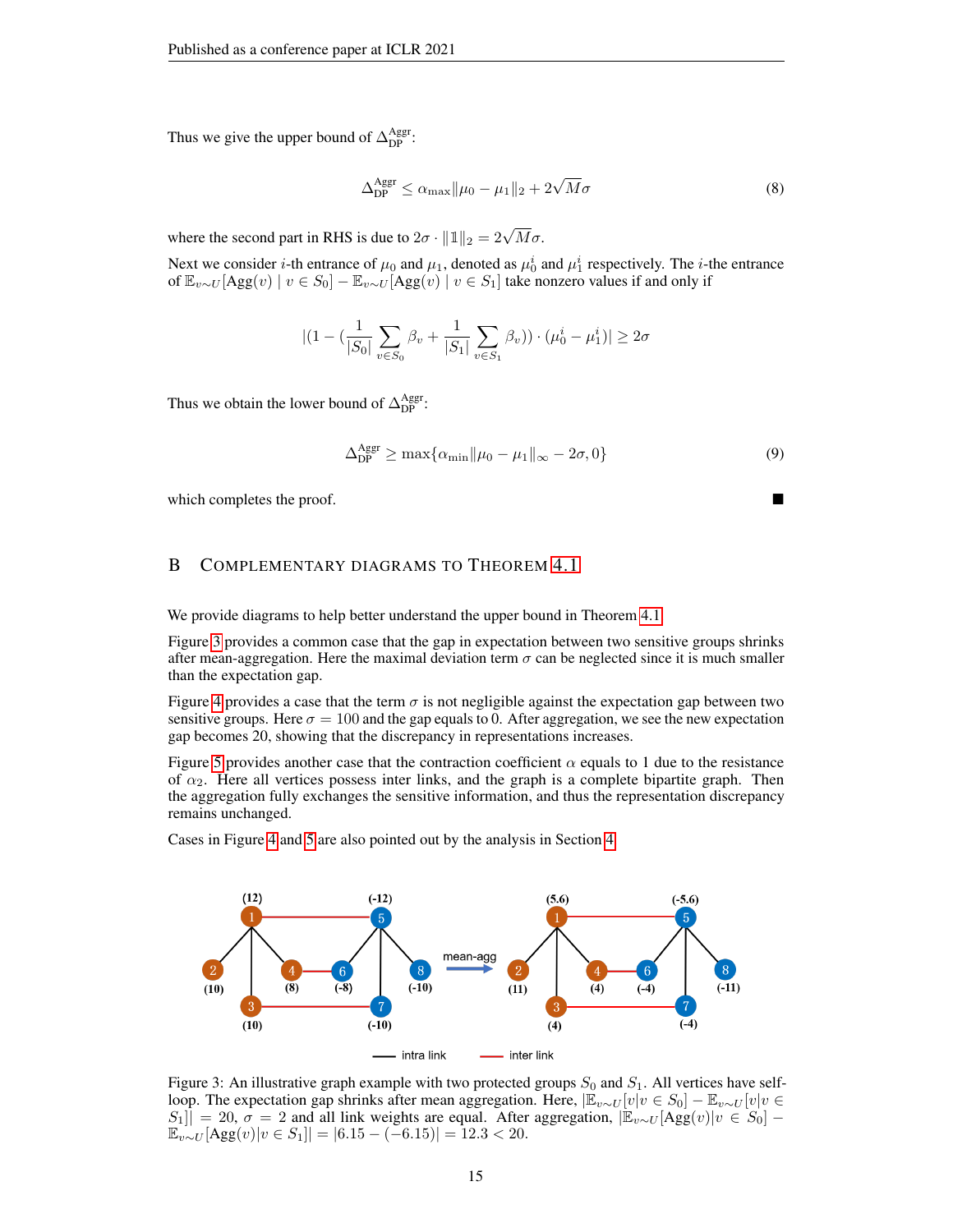Thus we give the upper bound of $\Delta_{\text{DP}}^{\text{Aggr}}$:

$$\Delta_{\text{DP}}^{\text{Aggr}} \leq \alpha_{\max}\|\mu_0 - \mu_1\|_2 + 2\sqrt{M}\sigma \tag{8}$$

where the second part in RHS is due to $2\sigma \cdot \|\mathbb{1}\|_2 = 2\sqrt{M}\sigma$.

Next we consider $i$-th entrance of $\mu_0$ and $\mu_1$, denoted as $\mu_0^i$ and $\mu_1^i$ respectively. The $i$-the entrance of $\mathbb{E}_{v\sim U}[\text{Agg}(v) \mid v \in S_0] - \mathbb{E}_{v\sim U}[\text{Agg}(v) \mid v \in S_1]$ take nonzero values if and only if

$$|(1 - (\frac{1}{|S_0|}\sum_{v\in S_0}\beta_v + \frac{1}{|S_1|}\sum_{v\in S_1}\beta_v)) \cdot (\mu_0^i - \mu_1^i)| \geq 2\sigma$$

Thus we obtain the lower bound of $\Delta_{\text{DP}}^{\text{Aggr}}$:

$$\Delta_{\text{DP}}^{\text{Aggr}} \geq \max\{\alpha_{\min}\|\mu_0 - \mu_1\|_\infty - 2\sigma, 0\} \tag{9}$$

which completes the proof. ■

## B Complementary diagrams to Theorem 4.1

We provide diagrams to help better understand the upper bound in Theorem 4.1.

Figure 3 provides a common case that the gap in expectation between two sensitive groups shrinks after mean-aggregation. Here the maximal deviation term $\sigma$ can be neglected since it is much smaller than the expectation gap.

Figure 4 provides a case that the term $\sigma$ is not negligible against the expectation gap between two sensitive groups. Here $\sigma = 100$ and the gap equals to 0. After aggregation, we see the new expectation gap becomes 20, showing that the discrepancy in representations increases.

Figure 5 provides another case that the contraction coefficient $\alpha$ equals to 1 due to the resistance of $\alpha_2$. Here all vertices possess inter links, and the graph is a complete bipartite graph. Then the aggregation fully exchanges the sensitive information, and thus the representation discrepancy remains unchanged.

Cases in Figure 4 and 5 are also pointed out by the analysis in Section 4.

Figure 3: An illustrative graph example with two protected groups $S_0$ and $S_1$. All vertices have self-loop. The expectation gap shrinks after mean aggregation. Here, $|\mathbb{E}_{v\sim U}[v|v \in S_0] - \mathbb{E}_{v\sim U}[v|v \in S_1]| = 20$, $\sigma = 2$ and all link weights are equal. After aggregation, $|\mathbb{E}_{v\sim U}[\text{Agg}(v)|v \in S_0] - \mathbb{E}_{v\sim U}[\text{Agg}(v)|v \in S_1]| = |6.15 - (-6.15)| = 12.3 < 20$.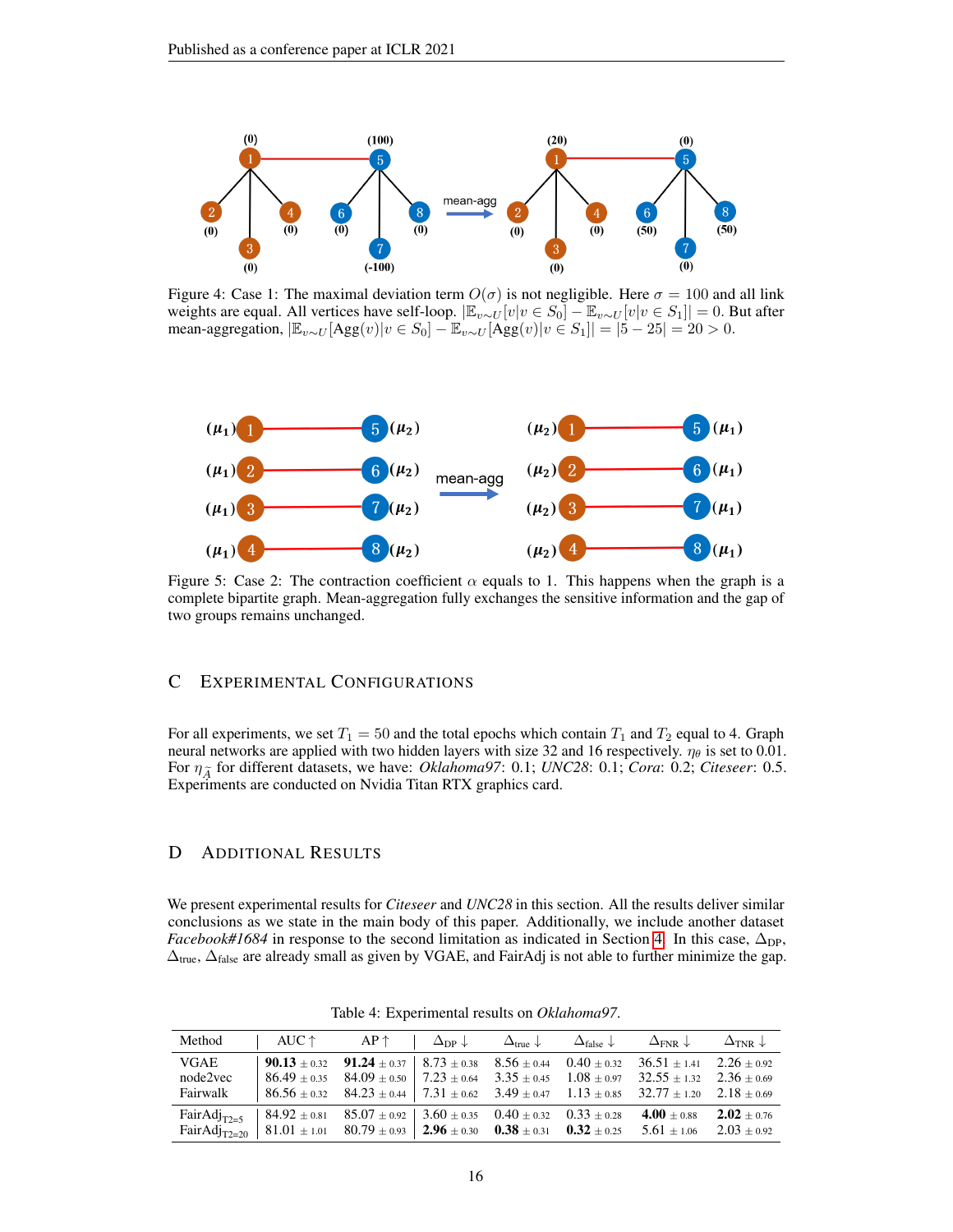Figure 4: Case 1: The maximal deviation term $O(\sigma)$ is not negligible. Here $\sigma = 100$ and all link weights are equal. All vertices have self-loop. $|\mathbb{E}_{v\sim U}[v|v \in S_0] - \mathbb{E}_{v\sim U}[v|v \in S_1]| = 0$. But after mean-aggregation, $|\mathbb{E}_{v\sim U}[\text{Agg}(v)|v \in S_0] - \mathbb{E}_{v\sim U}[\text{Agg}(v)|v \in S_1]| = |5 - 25| = 20 > 0$.

Figure 5: Case 2: The contraction coefficient $\alpha$ equals to 1. This happens when the graph is a complete bipartite graph. Mean-aggregation fully exchanges the sensitive information and the gap of two groups remains unchanged.

## C Experimental Configurations

For all experiments, we set $T_1 = 50$ and the total epochs which contain $T_1$ and $T_2$ equal to 4. Graph neural networks are applied with two hidden layers with size 32 and 16 respectively. $\eta_\theta$ is set to 0.01. For $\eta_{\widetilde{A}}$ for different datasets, we have: *Oklahoma97*: 0.1; *UNC28*: 0.1; *Cora*: 0.2; *Citeseer*: 0.5. Experiments are conducted on Nvidia Titan RTX graphics card.

## D Additional Results

We present experimental results for *Citeseer* and *UNC28* in this section. All the results deliver similar conclusions as we state in the main body of this paper. Additionally, we include another dataset *Facebook#1684* in response to the second limitation as indicated in Section 4. In this case, $\Delta_{\text{DP}}$, $\Delta_{\text{true}}$, $\Delta_{\text{false}}$ are already small as given by VGAE, and FairAdj is not able to further minimize the gap.

Table 4: Experimental results on *Oklahoma97*.

| Method | AUC ↑ | AP ↑ | $\Delta_{\text{DP}}$ ↓ | $\Delta_{\text{true}}$ ↓ | $\Delta_{\text{false}}$ ↓ | $\Delta_{\text{FNR}}$ ↓ | $\Delta_{\text{TNR}}$ ↓ |
|---|---|---|---|---|---|---|---|
| VGAE | **90.13** ± 0.32 | **91.24** ± 0.37 | 8.73 ± 0.38 | 8.56 ± 0.44 | 0.40 ± 0.32 | 36.51 ± 1.41 | 2.26 ± 0.92 |
| node2vec | 86.49 ± 0.35 | 84.09 ± 0.50 | 7.23 ± 0.64 | 3.35 ± 0.45 | 1.08 ± 0.97 | 32.55 ± 1.32 | 2.36 ± 0.69 |
| Fairwalk | 86.56 ± 0.32 | 84.23 ± 0.44 | 7.31 ± 0.62 | 3.49 ± 0.47 | 1.13 ± 0.85 | 32.77 ± 1.20 | 2.18 ± 0.69 |
| $\text{FairAdj}_{T2=5}$ | 84.92 ± 0.81 | 85.07 ± 0.92 | 3.60 ± 0.35 | 0.40 ± 0.32 | 0.33 ± 0.28 | **4.00** ± 0.88 | **2.02** ± 0.76 |
| $\text{FairAdj}_{T2=20}$ | 81.01 ± 1.01 | 80.79 ± 0.93 | **2.96** ± 0.30 | **0.38** ± 0.31 | **0.32** ± 0.25 | 5.61 ± 1.06 | 2.03 ± 0.92 |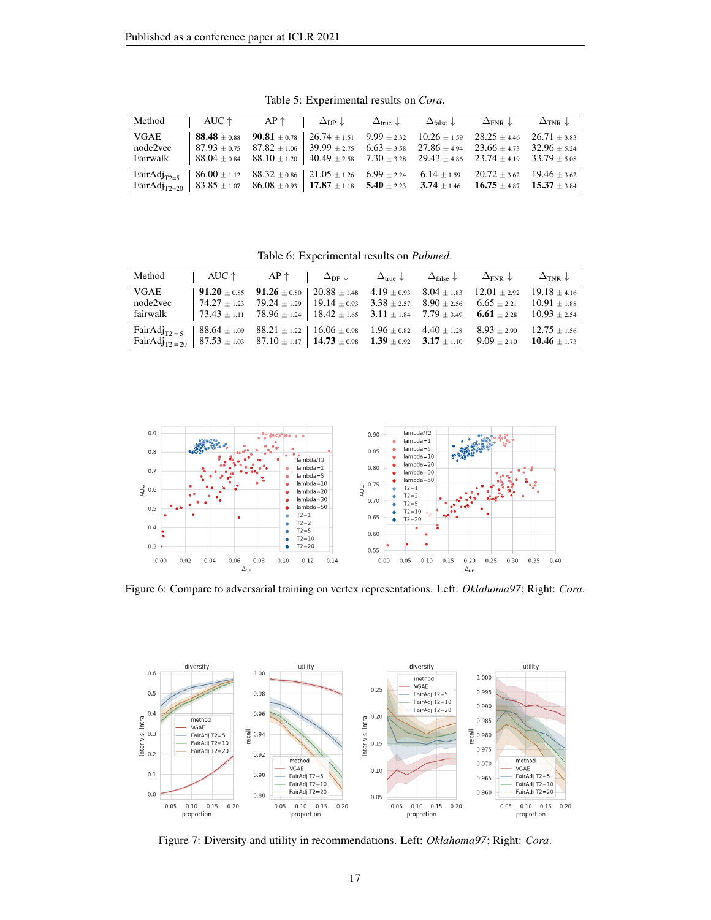Table 5: Experimental results on *Cora*.

| Method | AUC ↑ | AP ↑ | $\Delta_{DP}$ ↓ | $\Delta_{true}$ ↓ | $\Delta_{false}$ ↓ | $\Delta_{FNR}$ ↓ | $\Delta_{TNR}$ ↓ |
|---|---|---|---|---|---|---|---|
| VGAE | **88.48** $\pm$ 0.88 | **90.81** $\pm$ 0.78 | 26.74 $\pm$ 1.51 | 9.99 $\pm$ 2.32 | 10.26 $\pm$ 1.59 | 28.25 $\pm$ 4.46 | 26.71 $\pm$ 3.83 |
| node2vec | 87.93 $\pm$ 0.75 | 87.82 $\pm$ 1.06 | 39.99 $\pm$ 2.75 | 6.63 $\pm$ 3.58 | 27.86 $\pm$ 4.94 | 23.66 $\pm$ 4.73 | 32.96 $\pm$ 5.24 |
| Fairwalk | 88.04 $\pm$ 0.84 | 88.10 $\pm$ 1.20 | 40.49 $\pm$ 2.58 | 7.30 $\pm$ 3.28 | 29.43 $\pm$ 4.86 | 23.74 $\pm$ 4.19 | 33.79 $\pm$ 5.08 |
| FairAdj$_{T2=5}$ | 86.00 $\pm$ 1.12 | 88.32 $\pm$ 0.86 | 21.05 $\pm$ 1.26 | 6.99 $\pm$ 2.24 | 6.14 $\pm$ 1.59 | 20.72 $\pm$ 3.62 | 19.46 $\pm$ 3.62 |
| FairAdj$_{T2=20}$ | 83.85 $\pm$ 1.07 | 86.08 $\pm$ 0.93 | **17.87** $\pm$ 1.18 | **5.40** $\pm$ 2.23 | **3.74** $\pm$ 1.46 | **16.75** $\pm$ 4.87 | **15.37** $\pm$ 3.84 |

Table 6: Experimental results on *Pubmed*.

| Method | AUC ↑ | AP ↑ | $\Delta_{DP}$ ↓ | $\Delta_{true}$ ↓ | $\Delta_{false}$ ↓ | $\Delta_{FNR}$ ↓ | $\Delta_{TNR}$ ↓ |
|---|---|---|---|---|---|---|---|
| VGAE | **91.20** $\pm$ 0.85 | **91.26** $\pm$ 0.80 | 20.88 $\pm$ 1.48 | 4.19 $\pm$ 0.93 | 8.04 $\pm$ 1.83 | 12.01 $\pm$ 2.92 | 19.18 $\pm$ 4.16 |
| node2vec | 74.27 $\pm$ 1.23 | 79.24 $\pm$ 1.29 | 19.14 $\pm$ 0.93 | 3.38 $\pm$ 2.57 | 8.90 $\pm$ 2.56 | 6.65 $\pm$ 2.21 | 10.91 $\pm$ 1.88 |
| fairwalk | 73.43 $\pm$ 1.11 | 78.96 $\pm$ 1.24 | 18.42 $\pm$ 1.65 | 3.11 $\pm$ 1.84 | 7.79 $\pm$ 3.49 | **6.61** $\pm$ 2.28 | 10.93 $\pm$ 2.54 |
| FairAdj$_{T2=5}$ | 88.64 $\pm$ 1.09 | 88.21 $\pm$ 1.22 | 16.06 $\pm$ 0.98 | 1.96 $\pm$ 0.82 | 4.40 $\pm$ 1.28 | 8.93 $\pm$ 2.90 | 12.75 $\pm$ 1.56 |
| FairAdj$_{T2=20}$ | 87.53 $\pm$ 1.03 | 87.10 $\pm$ 1.17 | **14.73** $\pm$ 0.98 | **1.39** $\pm$ 0.92 | **3.17** $\pm$ 1.10 | 9.09 $\pm$ 2.10 | **10.46** $\pm$ 1.73 |

Figure 6: Compare to adversarial training on vertex representations. Left: *Oklahoma97*; Right: *Cora*.

Figure 7: Diversity and utility in recommendations. Left: *Oklahoma97*; Right: *Cora*.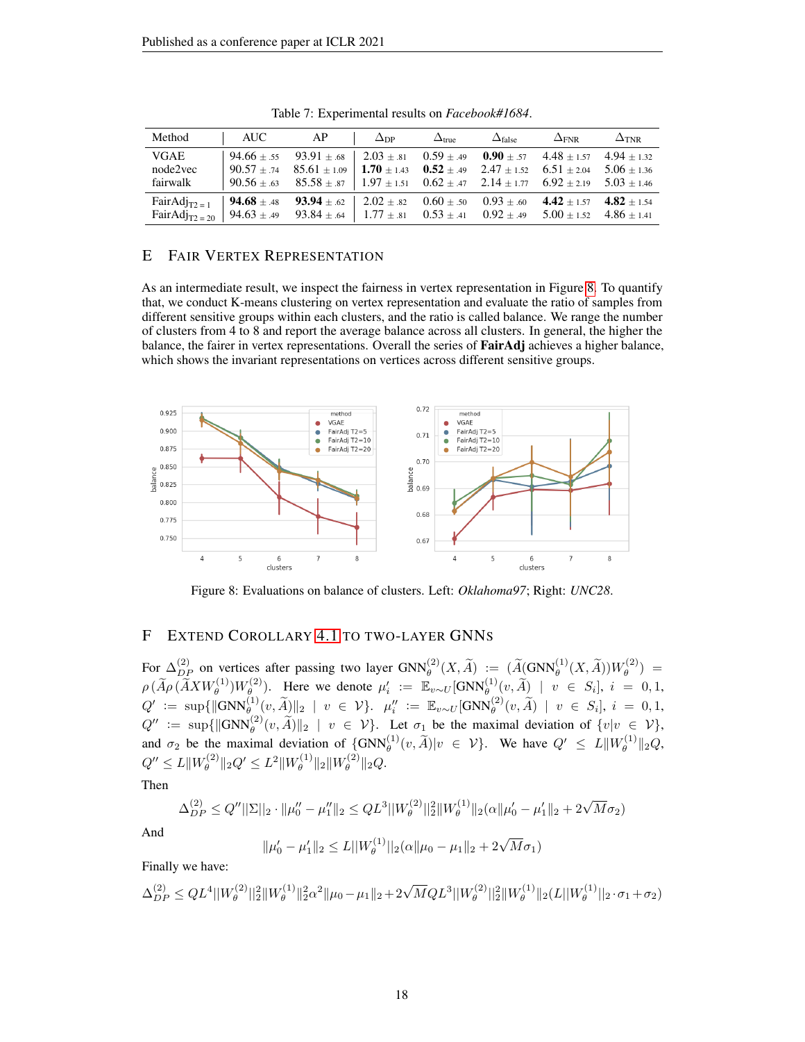Table 7: Experimental results on *Facebook#1684*.

| Method | AUC | AP | $\Delta_{\text{DP}}$ | $\Delta_{\text{true}}$ | $\Delta_{\text{false}}$ | $\Delta_{\text{FNR}}$ | $\Delta_{\text{TNR}}$ |
|---|---|---|---|---|---|---|---|
| VGAE | 94.66 $\pm$ .55 | 93.91 $\pm$ .68 | 2.03 $\pm$ .81 | 0.59 $\pm$ .49 | **0.90** $\pm$ .57 | 4.48 $\pm$ 1.57 | 4.94 $\pm$ 1.32 |
| node2vec | 90.57 $\pm$ .74 | 85.61 $\pm$ 1.09 | **1.70** $\pm$ 1.43 | **0.52** $\pm$ .49 | 2.47 $\pm$ 1.52 | 6.51 $\pm$ 2.04 | 5.06 $\pm$ 1.36 |
| fairwalk | 90.56 $\pm$ .63 | 85.58 $\pm$ .87 | 1.97 $\pm$ 1.51 | 0.62 $\pm$ .47 | 2.14 $\pm$ 1.77 | 6.92 $\pm$ 2.19 | 5.03 $\pm$ 1.46 |
| FairAdj$_{T2=1}$ | **94.68** $\pm$ .48 | **93.94** $\pm$ .62 | 2.02 $\pm$ .82 | 0.60 $\pm$ .50 | 0.93 $\pm$ .60 | **4.42** $\pm$ 1.57 | **4.82** $\pm$ 1.54 |
| FairAdj$_{T2=20}$ | 94.63 $\pm$ .49 | 93.84 $\pm$ .64 | 1.77 $\pm$ .81 | 0.53 $\pm$ .41 | 0.92 $\pm$ .49 | 5.00 $\pm$ 1.52 | 4.86 $\pm$ 1.41 |

## E Fair Vertex Representation

As an intermediate result, we inspect the fairness in vertex representation in Figure 8. To quantify that, we conduct K-means clustering on vertex representation and evaluate the ratio of samples from different sensitive groups within each clusters, and the ratio is called balance. We range the number of clusters from 4 to 8 and report the average balance across all clusters. In general, the higher the balance, the fairer in vertex representations. Overall the series of **FairAdj** achieves a higher balance, which shows the invariant representations on vertices across different sensitive groups.

balance
0.925
0.900
0.875
0.850
0.825
0.800
0.775
0.750
clusters
4 5 6 7 8
method
VGAE
FairAdj T2=5
FairAdj T2=10
FairAdj T2=20

balance
0.72
0.71
0.70
0.69
0.68
0.67
clusters
4 5 6 7 8
method
VGAE
FairAdj T2=5
FairAdj T2=10
FairAdj T2=20

Figure 8: Evaluations on balance of clusters. Left: *Oklahoma97*; Right: *UNC28*.

## F Extend Corollary 4.1 to two-layer GNNs

For $\Delta_{DP}^{(2)}$ on vertices after passing two layer $\text{GNN}_\theta^{(2)}(X, \widetilde{A}) := (\widetilde{A}(\text{GNN}_\theta^{(1)}(X, \widetilde{A}))W_\theta^{(2)}) = \rho(\widetilde{A}\rho(\widetilde{A}XW_\theta^{(1)})W_\theta^{(2)})$. Here we denote $\mu_i' := \mathbb{E}_{v\sim U}[\text{GNN}_\theta^{(1)}(v, \widetilde{A}) \mid v \in S_i]$, $i = 0, 1$, $Q' := \sup\{\|\text{GNN}_\theta^{(1)}(v, \widetilde{A})\|_2 \mid v \in \mathcal{V}\}$. $\mu_i'' := \mathbb{E}_{v\sim U}[\text{GNN}_\theta^{(2)}(v, \widetilde{A}) \mid v \in S_i]$, $i = 0, 1$, $Q'' := \sup\{\|\text{GNN}_\theta^{(2)}(v, \widetilde{A})\|_2 \mid v \in \mathcal{V}\}$. Let $\sigma_1$ be the maximal deviation of $\{v|v \in \mathcal{V}\}$, and $\sigma_2$ be the maximal deviation of $\{\text{GNN}_\theta^{(1)}(v, \widetilde{A})|v \in \mathcal{V}\}$. We have $Q' \leq L\|W_\theta^{(1)}\|_2 Q$, $Q'' \leq L\|W_\theta^{(2)}\|_2 Q' \leq L^2\|W_\theta^{(1)}\|_2\|W_\theta^{(2)}\|_2 Q$.

Then

$$\Delta_{DP}^{(2)} \leq Q''\|\Sigma\|_2 \cdot \|\mu_0'' - \mu_1''\|_2 \leq QL^3\|W_\theta^{(2)}\|_2^2\|W_\theta^{(1)}\|_2(\alpha\|\mu_0' - \mu_1'\|_2 + 2\sqrt{M}\sigma_2)$$

And

$$\|\mu_0' - \mu_1'\|_2 \leq L\|W_\theta^{(1)}\|_2(\alpha\|\mu_0 - \mu_1\|_2 + 2\sqrt{M}\sigma_1)$$

Finally we have:

$$\Delta_{DP}^{(2)} \leq QL^4\|W_\theta^{(2)}\|_2^2\|W_\theta^{(1)}\|_2^2\alpha^2\|\mu_0 - \mu_1\|_2 + 2\sqrt{M}QL^3\|W_\theta^{(2)}\|_2^2\|W_\theta^{(1)}\|_2(L\|W_\theta^{(1)}\|_2 \cdot \sigma_1 + \sigma_2)$$